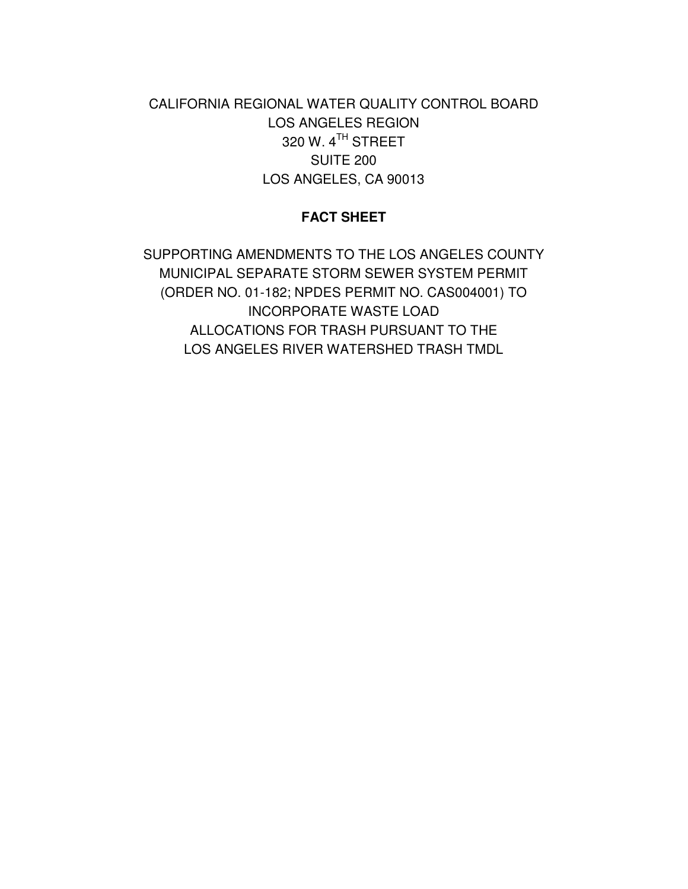CALIFORNIA REGIONAL WATER QUALITY CONTROL BOARD
LOS ANGELES REGION
320 W. 4TH STREET
SUITE 200
LOS ANGELES, CA 90013

# FACT SHEET

SUPPORTING AMENDMENTS TO THE LOS ANGELES COUNTY MUNICIPAL SEPARATE STORM SEWER SYSTEM PERMIT (ORDER NO. 01-182; NPDES PERMIT NO. CAS004001) TO INCORPORATE WASTE LOAD ALLOCATIONS FOR TRASH PURSUANT TO THE LOS ANGELES RIVER WATERSHED TRASH TMDL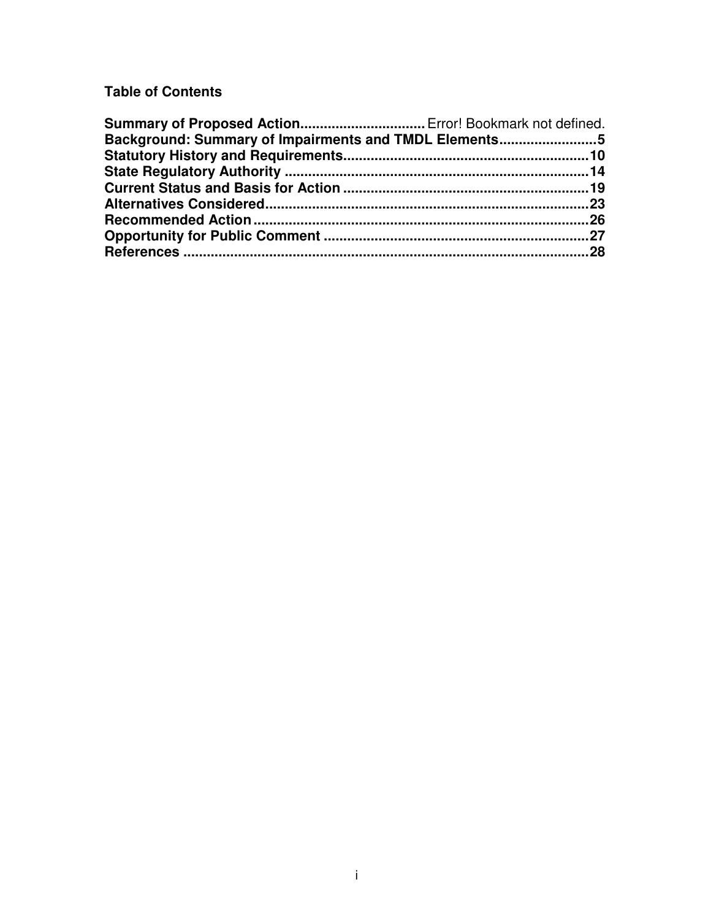**Table of Contents**

**Summary of Proposed Action**............................... Error! Bookmark not defined.
**Background: Summary of Impairments and TMDL Elements**........................**5**
**Statutory History and Requirements**.............................................................**10**
**State Regulatory Authority**.............................................................................**14**
**Current Status and Basis for Action**..............................................................**19**
**Alternatives Considered**..................................................................................**23**
**Recommended Action**.....................................................................................**26**
**Opportunity for Public Comment**...................................................................**27**
**References**.......................................................................................................**28**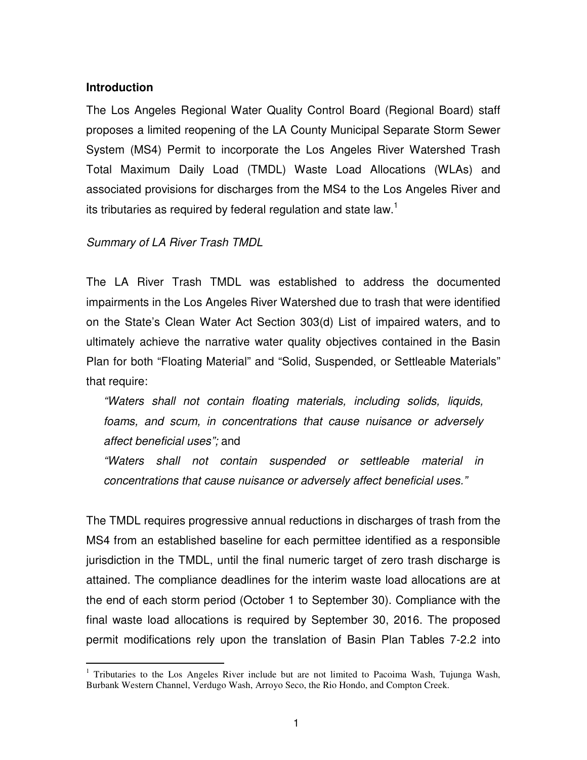### Introduction

The Los Angeles Regional Water Quality Control Board (Regional Board) staff proposes a limited reopening of the LA County Municipal Separate Storm Sewer System (MS4) Permit to incorporate the Los Angeles River Watershed Trash Total Maximum Daily Load (TMDL) Waste Load Allocations (WLAs) and associated provisions for discharges from the MS4 to the Los Angeles River and its tributaries as required by federal regulation and state law.[1]

*Summary of LA River Trash TMDL*

The LA River Trash TMDL was established to address the documented impairments in the Los Angeles River Watershed due to trash that were identified on the State's Clean Water Act Section 303(d) List of impaired waters, and to ultimately achieve the narrative water quality objectives contained in the Basin Plan for both "Floating Material" and "Solid, Suspended, or Settleable Materials" that require:

> *"Waters shall not contain floating materials, including solids, liquids, foams, and scum, in concentrations that cause nuisance or adversely affect beneficial uses";* and
>
> *"Waters shall not contain suspended or settleable material in concentrations that cause nuisance or adversely affect beneficial uses."*

The TMDL requires progressive annual reductions in discharges of trash from the MS4 from an established baseline for each permittee identified as a responsible jurisdiction in the TMDL, until the final numeric target of zero trash discharge is attained. The compliance deadlines for the interim waste load allocations are at the end of each storm period (October 1 to September 30). Compliance with the final waste load allocations is required by September 30, 2016. The proposed permit modifications rely upon the translation of Basin Plan Tables 7-2.2 into

---

[1] Tributaries to the Los Angeles River include but are not limited to Pacoima Wash, Tujunga Wash, Burbank Western Channel, Verdugo Wash, Arroyo Seco, the Rio Hondo, and Compton Creek.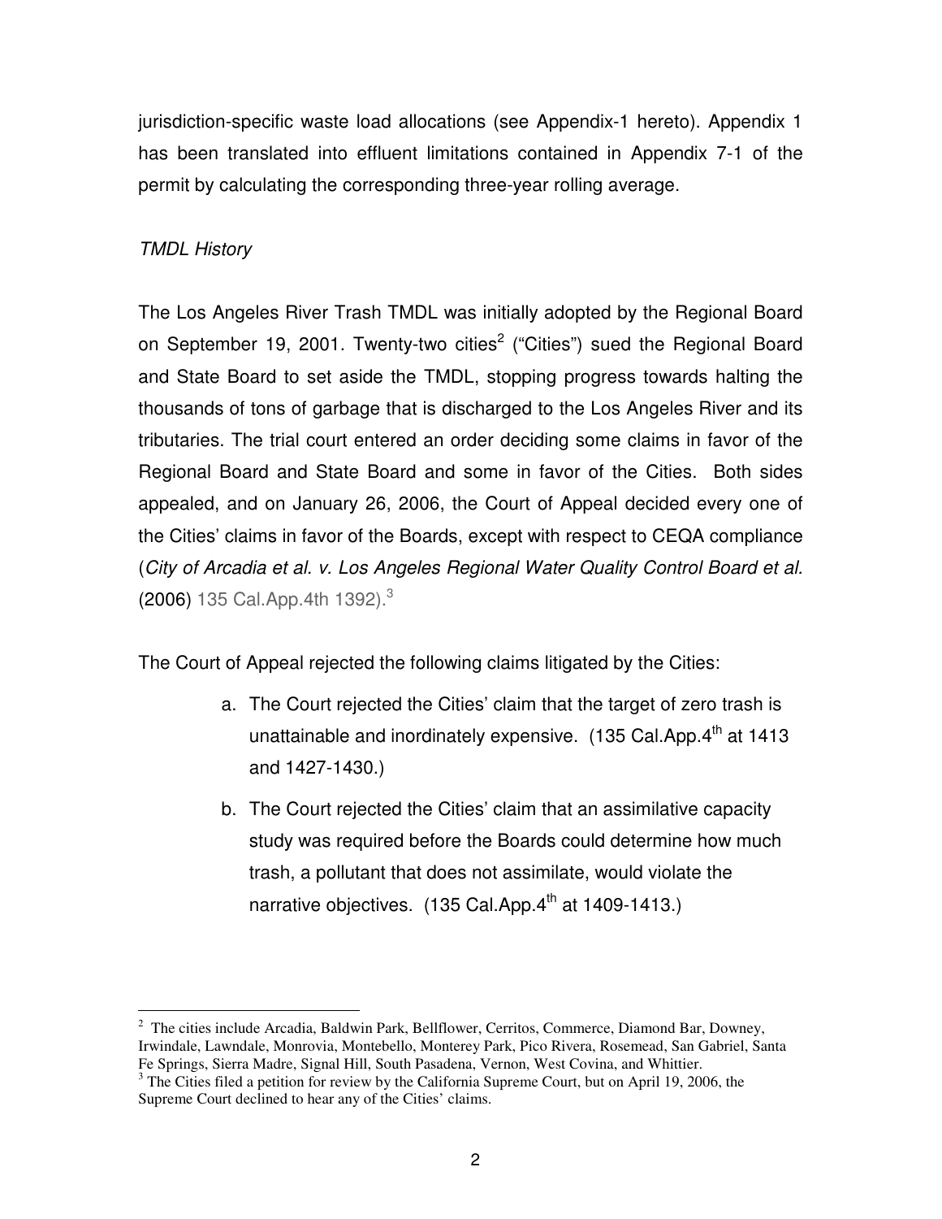jurisdiction-specific waste load allocations (see Appendix-1 hereto). Appendix 1 has been translated into effluent limitations contained in Appendix 7-1 of the permit by calculating the corresponding three-year rolling average.

*TMDL History*

The Los Angeles River Trash TMDL was initially adopted by the Regional Board on September 19, 2001. Twenty-two cities[2] ("Cities") sued the Regional Board and State Board to set aside the TMDL, stopping progress towards halting the thousands of tons of garbage that is discharged to the Los Angeles River and its tributaries. The trial court entered an order deciding some claims in favor of the Regional Board and State Board and some in favor of the Cities. Both sides appealed, and on January 26, 2006, the Court of Appeal decided every one of the Cities' claims in favor of the Boards, except with respect to CEQA compliance (*City of Arcadia et al. v. Los Angeles Regional Water Quality Control Board et al.* (2006) 135 Cal.App.4th 1392).[3]

The Court of Appeal rejected the following claims litigated by the Cities:

a. The Court rejected the Cities' claim that the target of zero trash is unattainable and inordinately expensive. (135 Cal.App.4th at 1413 and 1427-1430.)

b. The Court rejected the Cities' claim that an assimilative capacity study was required before the Boards could determine how much trash, a pollutant that does not assimilate, would violate the narrative objectives. (135 Cal.App.4th at 1409-1413.)

---

[2] The cities include Arcadia, Baldwin Park, Bellflower, Cerritos, Commerce, Diamond Bar, Downey, Irwindale, Lawndale, Monrovia, Montebello, Monterey Park, Pico Rivera, Rosemead, San Gabriel, Santa Fe Springs, Sierra Madre, Signal Hill, South Pasadena, Vernon, West Covina, and Whittier.

[3] The Cities filed a petition for review by the California Supreme Court, but on April 19, 2006, the Supreme Court declined to hear any of the Cities' claims.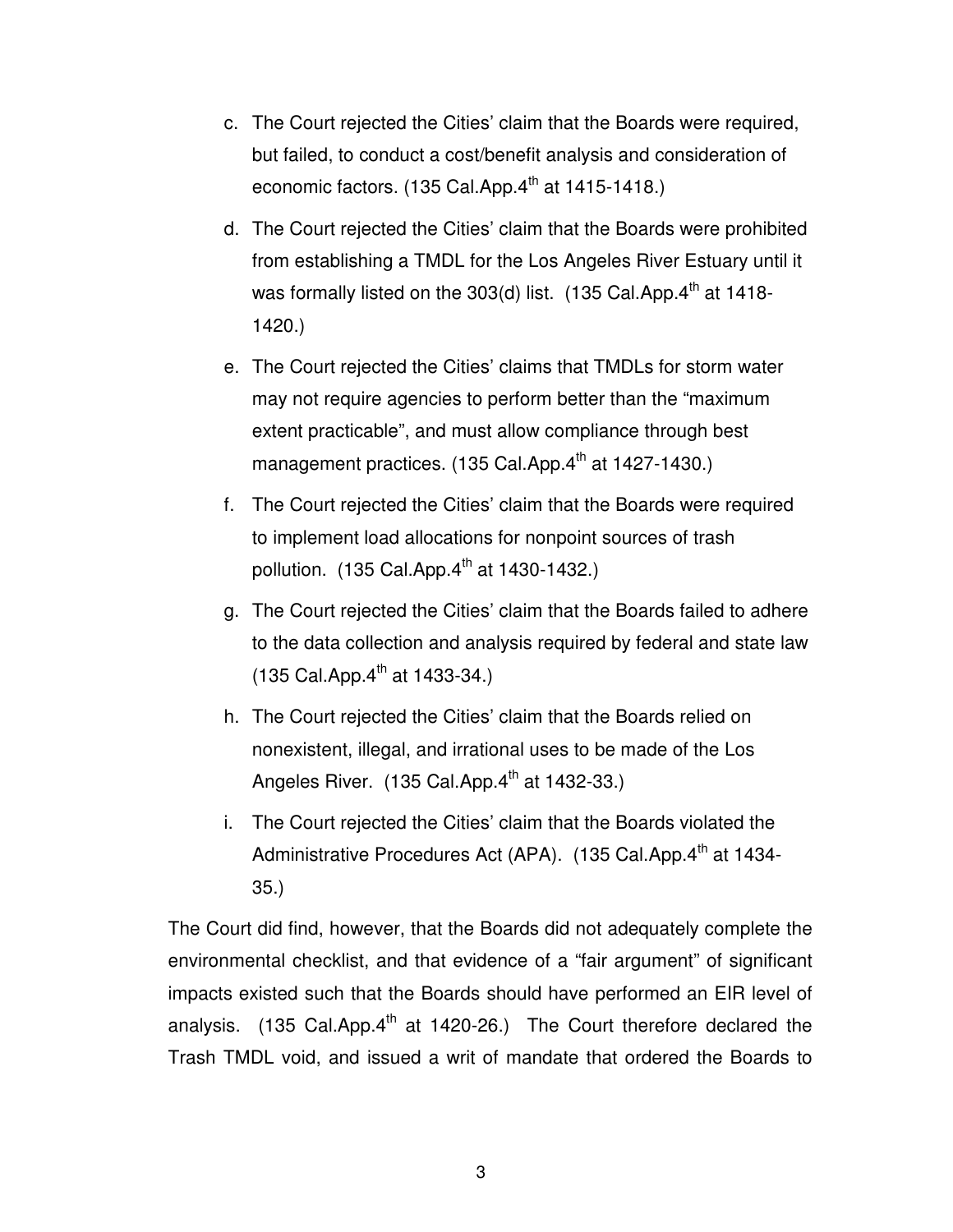c. The Court rejected the Cities' claim that the Boards were required, but failed, to conduct a cost/benefit analysis and consideration of economic factors. (135 Cal.App.4th at 1415-1418.)

d. The Court rejected the Cities' claim that the Boards were prohibited from establishing a TMDL for the Los Angeles River Estuary until it was formally listed on the 303(d) list. (135 Cal.App.4th at 1418-1420.)

e. The Court rejected the Cities' claims that TMDLs for storm water may not require agencies to perform better than the "maximum extent practicable", and must allow compliance through best management practices. (135 Cal.App.4th at 1427-1430.)

f. The Court rejected the Cities' claim that the Boards were required to implement load allocations for nonpoint sources of trash pollution. (135 Cal.App.4th at 1430-1432.)

g. The Court rejected the Cities' claim that the Boards failed to adhere to the data collection and analysis required by federal and state law (135 Cal.App.4th at 1433-34.)

h. The Court rejected the Cities' claim that the Boards relied on nonexistent, illegal, and irrational uses to be made of the Los Angeles River. (135 Cal.App.4th at 1432-33.)

i. The Court rejected the Cities' claim that the Boards violated the Administrative Procedures Act (APA). (135 Cal.App.4th at 1434-35.)

The Court did find, however, that the Boards did not adequately complete the environmental checklist, and that evidence of a "fair argument" of significant impacts existed such that the Boards should have performed an EIR level of analysis. (135 Cal.App.4th at 1420-26.) The Court therefore declared the Trash TMDL void, and issued a writ of mandate that ordered the Boards to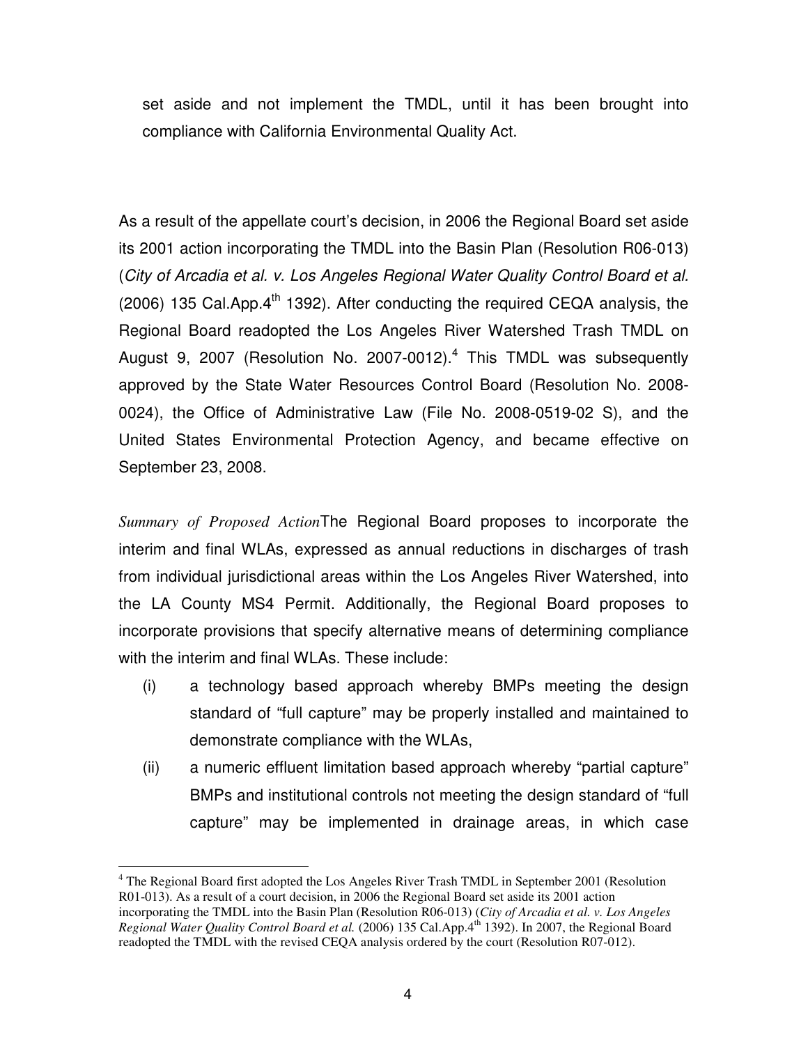set aside and not implement the TMDL, until it has been brought into compliance with California Environmental Quality Act.

As a result of the appellate court's decision, in 2006 the Regional Board set aside its 2001 action incorporating the TMDL into the Basin Plan (Resolution R06-013) (*City of Arcadia et al. v. Los Angeles Regional Water Quality Control Board et al.* (2006) 135 Cal.App.4th 1392). After conducting the required CEQA analysis, the Regional Board readopted the Los Angeles River Watershed Trash TMDL on August 9, 2007 (Resolution No. 2007-0012).[4] This TMDL was subsequently approved by the State Water Resources Control Board (Resolution No. 2008-0024), the Office of Administrative Law (File No. 2008-0519-02 S), and the United States Environmental Protection Agency, and became effective on September 23, 2008.

*Summary of Proposed Action*The Regional Board proposes to incorporate the interim and final WLAs, expressed as annual reductions in discharges of trash from individual jurisdictional areas within the Los Angeles River Watershed, into the LA County MS4 Permit. Additionally, the Regional Board proposes to incorporate provisions that specify alternative means of determining compliance with the interim and final WLAs. These include:

(i) a technology based approach whereby BMPs meeting the design standard of "full capture" may be properly installed and maintained to demonstrate compliance with the WLAs,

(ii) a numeric effluent limitation based approach whereby "partial capture" BMPs and institutional controls not meeting the design standard of "full capture" may be implemented in drainage areas, in which case

[4] The Regional Board first adopted the Los Angeles River Trash TMDL in September 2001 (Resolution R01-013). As a result of a court decision, in 2006 the Regional Board set aside its 2001 action incorporating the TMDL into the Basin Plan (Resolution R06-013) (*City of Arcadia et al. v. Los Angeles Regional Water Quality Control Board et al.* (2006) 135 Cal.App.4th 1392). In 2007, the Regional Board readopted the TMDL with the revised CEQA analysis ordered by the court (Resolution R07-012).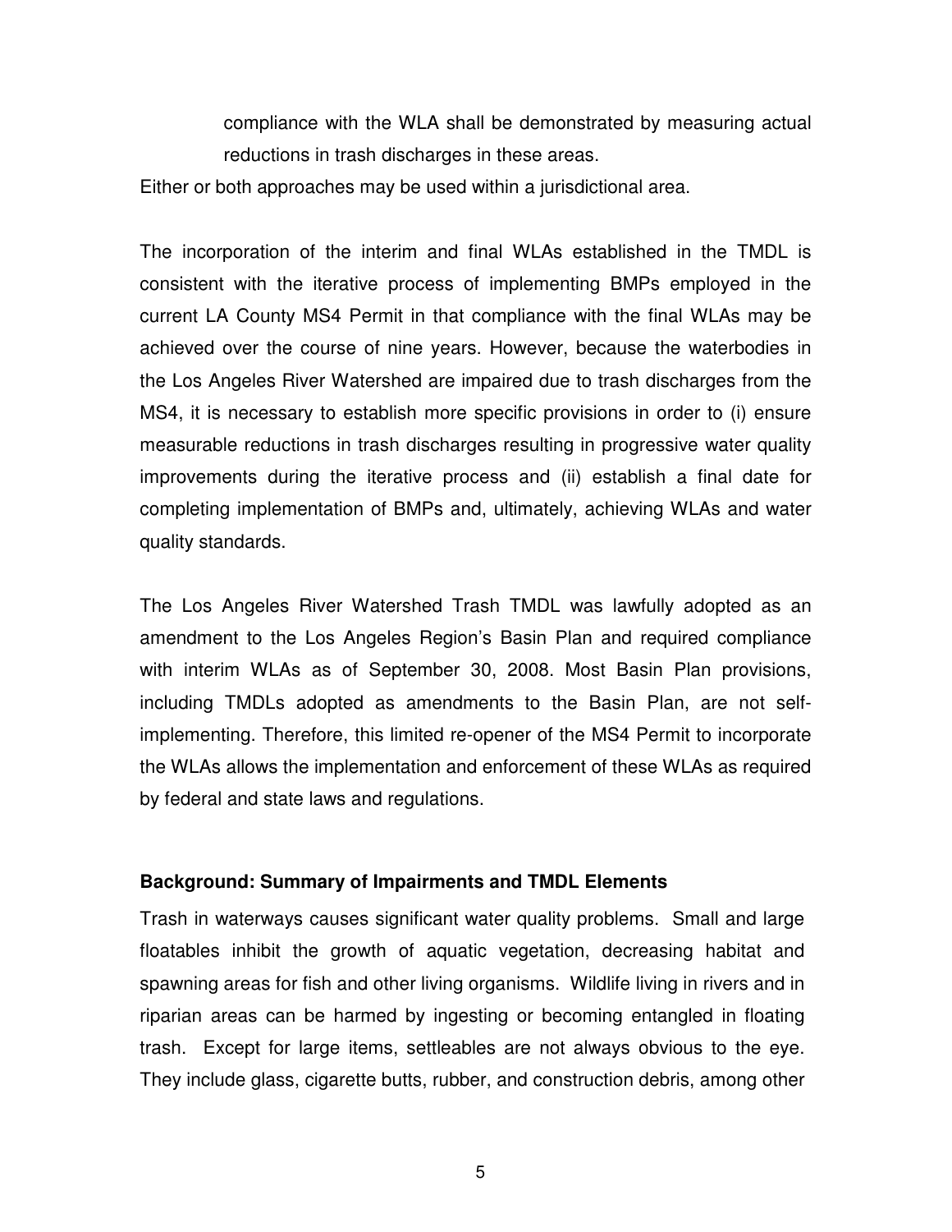compliance with the WLA shall be demonstrated by measuring actual reductions in trash discharges in these areas.

Either or both approaches may be used within a jurisdictional area.

The incorporation of the interim and final WLAs established in the TMDL is consistent with the iterative process of implementing BMPs employed in the current LA County MS4 Permit in that compliance with the final WLAs may be achieved over the course of nine years. However, because the waterbodies in the Los Angeles River Watershed are impaired due to trash discharges from the MS4, it is necessary to establish more specific provisions in order to (i) ensure measurable reductions in trash discharges resulting in progressive water quality improvements during the iterative process and (ii) establish a final date for completing implementation of BMPs and, ultimately, achieving WLAs and water quality standards.

The Los Angeles River Watershed Trash TMDL was lawfully adopted as an amendment to the Los Angeles Region's Basin Plan and required compliance with interim WLAs as of September 30, 2008. Most Basin Plan provisions, including TMDLs adopted as amendments to the Basin Plan, are not self-implementing. Therefore, this limited re-opener of the MS4 Permit to incorporate the WLAs allows the implementation and enforcement of these WLAs as required by federal and state laws and regulations.

**Background: Summary of Impairments and TMDL Elements**

Trash in waterways causes significant water quality problems. Small and large floatables inhibit the growth of aquatic vegetation, decreasing habitat and spawning areas for fish and other living organisms. Wildlife living in rivers and in riparian areas can be harmed by ingesting or becoming entangled in floating trash. Except for large items, settleables are not always obvious to the eye. They include glass, cigarette butts, rubber, and construction debris, among other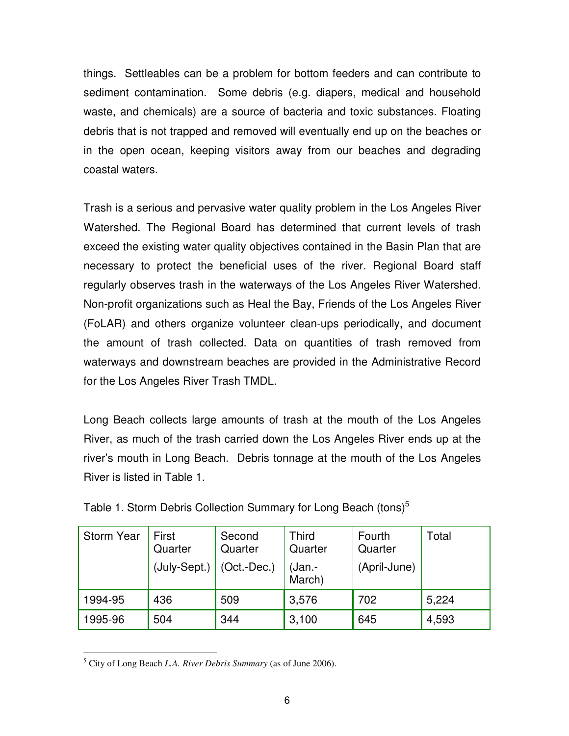things. Settleables can be a problem for bottom feeders and can contribute to sediment contamination. Some debris (e.g. diapers, medical and household waste, and chemicals) are a source of bacteria and toxic substances. Floating debris that is not trapped and removed will eventually end up on the beaches or in the open ocean, keeping visitors away from our beaches and degrading coastal waters.

Trash is a serious and pervasive water quality problem in the Los Angeles River Watershed. The Regional Board has determined that current levels of trash exceed the existing water quality objectives contained in the Basin Plan that are necessary to protect the beneficial uses of the river. Regional Board staff regularly observes trash in the waterways of the Los Angeles River Watershed. Non-profit organizations such as Heal the Bay, Friends of the Los Angeles River (FoLAR) and others organize volunteer clean-ups periodically, and document the amount of trash collected. Data on quantities of trash removed from waterways and downstream beaches are provided in the Administrative Record for the Los Angeles River Trash TMDL.

Long Beach collects large amounts of trash at the mouth of the Los Angeles River, as much of the trash carried down the Los Angeles River ends up at the river's mouth in Long Beach. Debris tonnage at the mouth of the Los Angeles River is listed in Table 1.

Table 1. Storm Debris Collection Summary for Long Beach (tons)[5]

| Storm Year | First Quarter (July-Sept.) | Second Quarter (Oct.-Dec.) | Third Quarter (Jan.-March) | Fourth Quarter (April-June) | Total |
|---|---|---|---|---|---|
| 1994-95 | 436 | 509 | 3,576 | 702 | 5,224 |
| 1995-96 | 504 | 344 | 3,100 | 645 | 4,593 |

[5] City of Long Beach *L.A. River Debris Summary* (as of June 2006).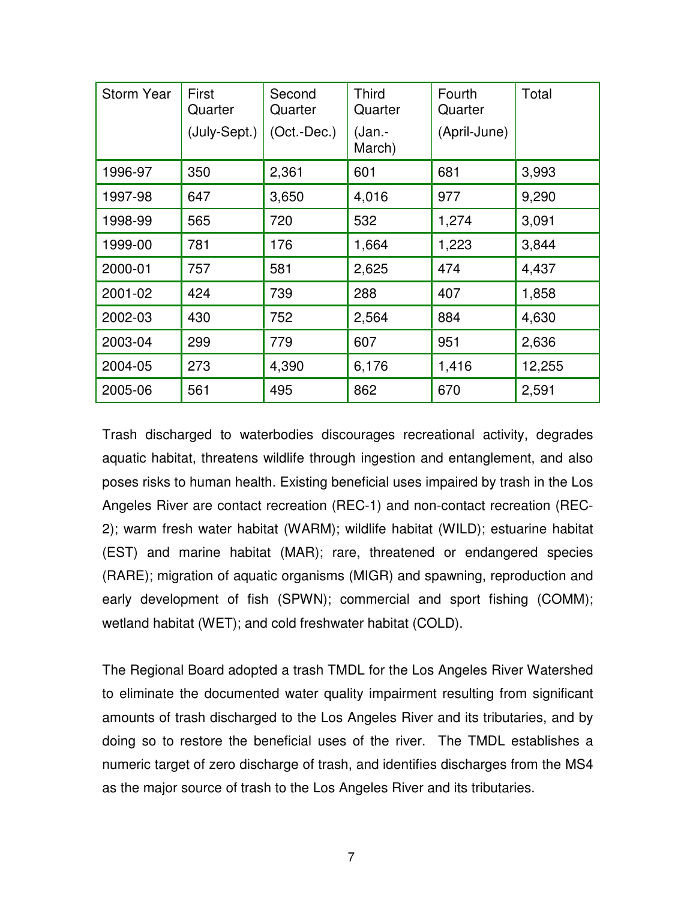| Storm Year | First Quarter (July-Sept.) | Second Quarter (Oct.-Dec.) | Third Quarter (Jan.-March) | Fourth Quarter (April-June) | Total |
|---|---|---|---|---|---|
| 1996-97 | 350 | 2,361 | 601 | 681 | 3,993 |
| 1997-98 | 647 | 3,650 | 4,016 | 977 | 9,290 |
| 1998-99 | 565 | 720 | 532 | 1,274 | 3,091 |
| 1999-00 | 781 | 176 | 1,664 | 1,223 | 3,844 |
| 2000-01 | 757 | 581 | 2,625 | 474 | 4,437 |
| 2001-02 | 424 | 739 | 288 | 407 | 1,858 |
| 2002-03 | 430 | 752 | 2,564 | 884 | 4,630 |
| 2003-04 | 299 | 779 | 607 | 951 | 2,636 |
| 2004-05 | 273 | 4,390 | 6,176 | 1,416 | 12,255 |
| 2005-06 | 561 | 495 | 862 | 670 | 2,591 |

Trash discharged to waterbodies discourages recreational activity, degrades aquatic habitat, threatens wildlife through ingestion and entanglement, and also poses risks to human health. Existing beneficial uses impaired by trash in the Los Angeles River are contact recreation (REC-1) and non-contact recreation (REC-2); warm fresh water habitat (WARM); wildlife habitat (WILD); estuarine habitat (EST) and marine habitat (MAR); rare, threatened or endangered species (RARE); migration of aquatic organisms (MIGR) and spawning, reproduction and early development of fish (SPWN); commercial and sport fishing (COMM); wetland habitat (WET); and cold freshwater habitat (COLD).

The Regional Board adopted a trash TMDL for the Los Angeles River Watershed to eliminate the documented water quality impairment resulting from significant amounts of trash discharged to the Los Angeles River and its tributaries, and by doing so to restore the beneficial uses of the river. The TMDL establishes a numeric target of zero discharge of trash, and identifies discharges from the MS4 as the major source of trash to the Los Angeles River and its tributaries.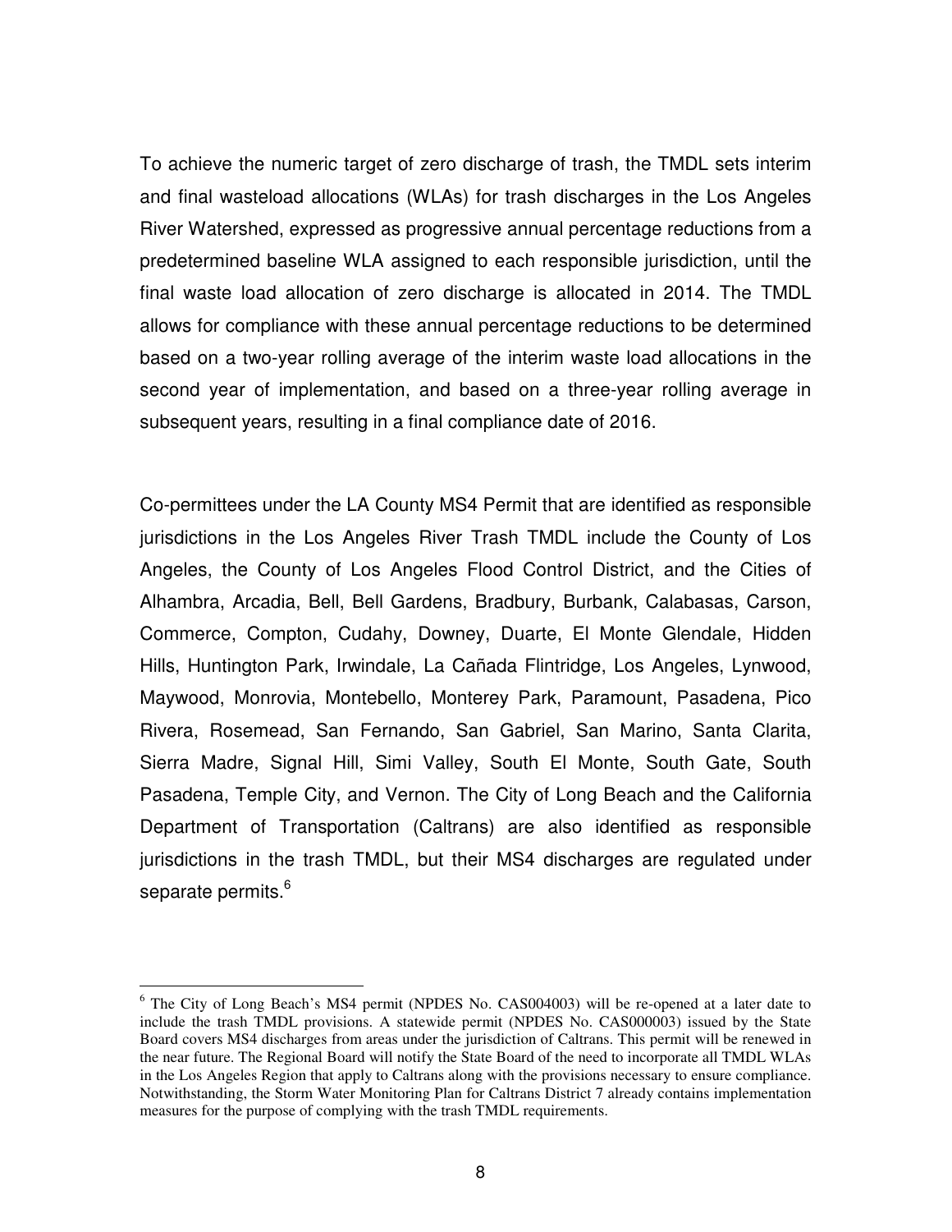To achieve the numeric target of zero discharge of trash, the TMDL sets interim and final wasteload allocations (WLAs) for trash discharges in the Los Angeles River Watershed, expressed as progressive annual percentage reductions from a predetermined baseline WLA assigned to each responsible jurisdiction, until the final waste load allocation of zero discharge is allocated in 2014. The TMDL allows for compliance with these annual percentage reductions to be determined based on a two-year rolling average of the interim waste load allocations in the second year of implementation, and based on a three-year rolling average in subsequent years, resulting in a final compliance date of 2016.

Co-permittees under the LA County MS4 Permit that are identified as responsible jurisdictions in the Los Angeles River Trash TMDL include the County of Los Angeles, the County of Los Angeles Flood Control District, and the Cities of Alhambra, Arcadia, Bell, Bell Gardens, Bradbury, Burbank, Calabasas, Carson, Commerce, Compton, Cudahy, Downey, Duarte, El Monte Glendale, Hidden Hills, Huntington Park, Irwindale, La Cañada Flintridge, Los Angeles, Lynwood, Maywood, Monrovia, Montebello, Monterey Park, Paramount, Pasadena, Pico Rivera, Rosemead, San Fernando, San Gabriel, San Marino, Santa Clarita, Sierra Madre, Signal Hill, Simi Valley, South El Monte, South Gate, South Pasadena, Temple City, and Vernon. The City of Long Beach and the California Department of Transportation (Caltrans) are also identified as responsible jurisdictions in the trash TMDL, but their MS4 discharges are regulated under separate permits.[6]

---

[6] The City of Long Beach's MS4 permit (NPDES No. CAS004003) will be re-opened at a later date to include the trash TMDL provisions. A statewide permit (NPDES No. CAS000003) issued by the State Board covers MS4 discharges from areas under the jurisdiction of Caltrans. This permit will be renewed in the near future. The Regional Board will notify the State Board of the need to incorporate all TMDL WLAs in the Los Angeles Region that apply to Caltrans along with the provisions necessary to ensure compliance. Notwithstanding, the Storm Water Monitoring Plan for Caltrans District 7 already contains implementation measures for the purpose of complying with the trash TMDL requirements.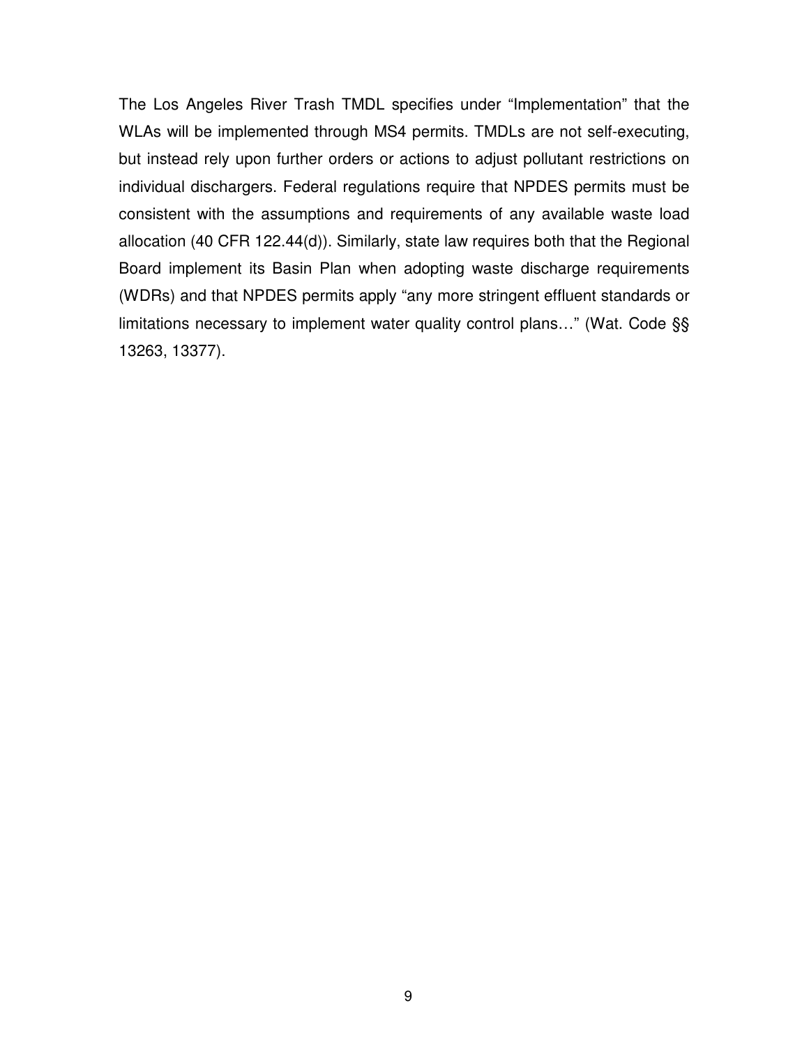The Los Angeles River Trash TMDL specifies under "Implementation" that the WLAs will be implemented through MS4 permits. TMDLs are not self-executing, but instead rely upon further orders or actions to adjust pollutant restrictions on individual dischargers. Federal regulations require that NPDES permits must be consistent with the assumptions and requirements of any available waste load allocation (40 CFR 122.44(d)). Similarly, state law requires both that the Regional Board implement its Basin Plan when adopting waste discharge requirements (WDRs) and that NPDES permits apply "any more stringent effluent standards or limitations necessary to implement water quality control plans…" (Wat. Code §§ 13263, 13377).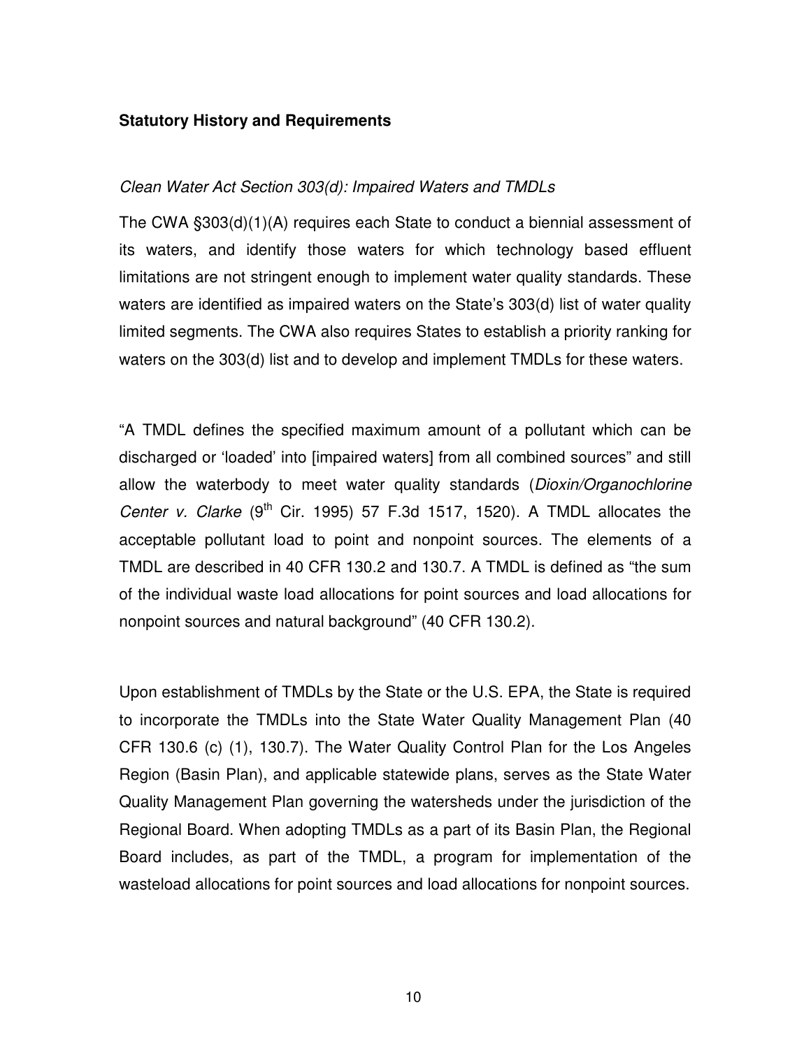## Statutory History and Requirements

### *Clean Water Act Section 303(d): Impaired Waters and TMDLs*

The CWA §303(d)(1)(A) requires each State to conduct a biennial assessment of its waters, and identify those waters for which technology based effluent limitations are not stringent enough to implement water quality standards. These waters are identified as impaired waters on the State's 303(d) list of water quality limited segments. The CWA also requires States to establish a priority ranking for waters on the 303(d) list and to develop and implement TMDLs for these waters.

"A TMDL defines the specified maximum amount of a pollutant which can be discharged or 'loaded' into [impaired waters] from all combined sources" and still allow the waterbody to meet water quality standards (*Dioxin/Organochlorine Center v. Clarke* (9th Cir. 1995) 57 F.3d 1517, 1520). A TMDL allocates the acceptable pollutant load to point and nonpoint sources. The elements of a TMDL are described in 40 CFR 130.2 and 130.7. A TMDL is defined as "the sum of the individual waste load allocations for point sources and load allocations for nonpoint sources and natural background" (40 CFR 130.2).

Upon establishment of TMDLs by the State or the U.S. EPA, the State is required to incorporate the TMDLs into the State Water Quality Management Plan (40 CFR 130.6 (c) (1), 130.7). The Water Quality Control Plan for the Los Angeles Region (Basin Plan), and applicable statewide plans, serves as the State Water Quality Management Plan governing the watersheds under the jurisdiction of the Regional Board. When adopting TMDLs as a part of its Basin Plan, the Regional Board includes, as part of the TMDL, a program for implementation of the wasteload allocations for point sources and load allocations for nonpoint sources.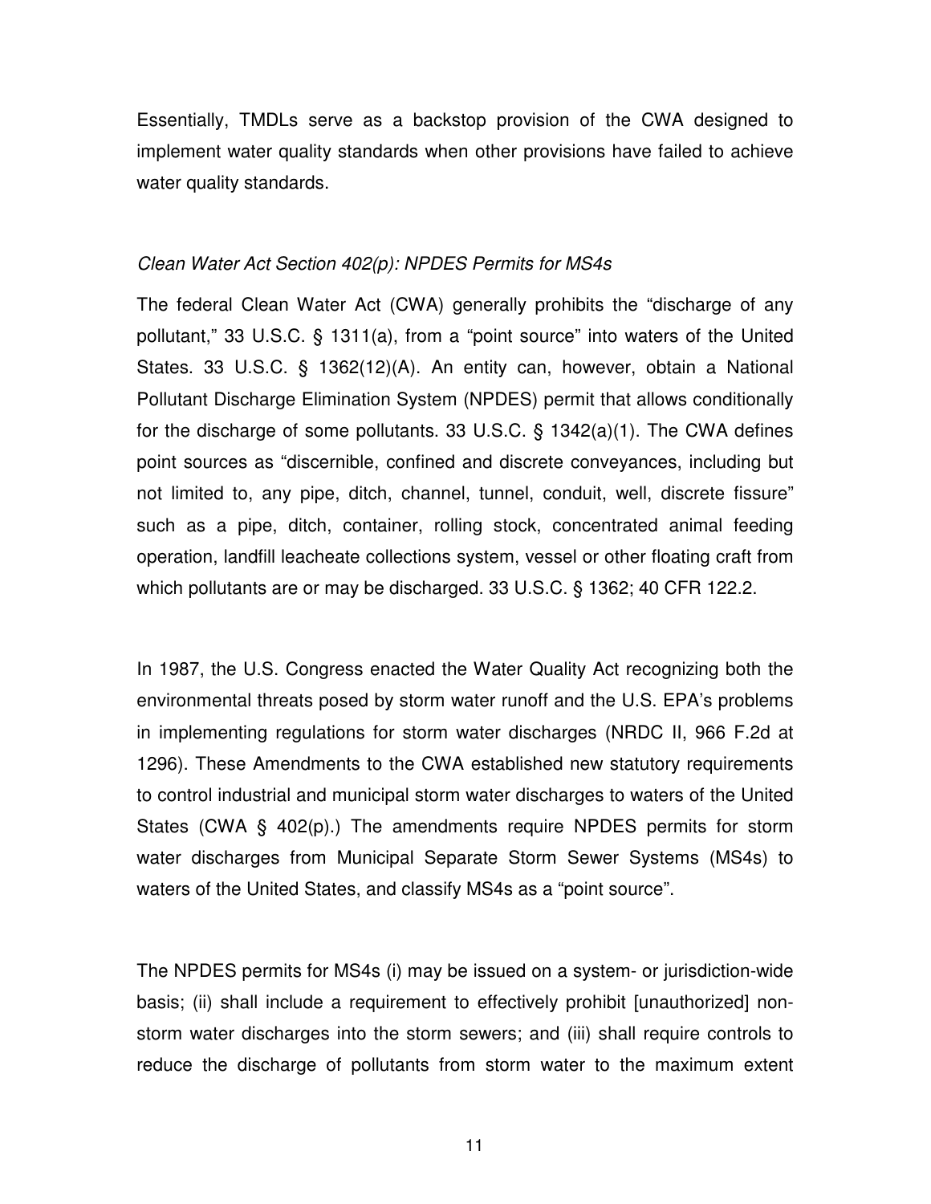Essentially, TMDLs serve as a backstop provision of the CWA designed to implement water quality standards when other provisions have failed to achieve water quality standards.

### *Clean Water Act Section 402(p): NPDES Permits for MS4s*

The federal Clean Water Act (CWA) generally prohibits the "discharge of any pollutant," 33 U.S.C. § 1311(a), from a "point source" into waters of the United States. 33 U.S.C. § 1362(12)(A). An entity can, however, obtain a National Pollutant Discharge Elimination System (NPDES) permit that allows conditionally for the discharge of some pollutants. 33 U.S.C. § 1342(a)(1). The CWA defines point sources as "discernible, confined and discrete conveyances, including but not limited to, any pipe, ditch, channel, tunnel, conduit, well, discrete fissure" such as a pipe, ditch, container, rolling stock, concentrated animal feeding operation, landfill leacheate collections system, vessel or other floating craft from which pollutants are or may be discharged. 33 U.S.C. § 1362; 40 CFR 122.2.

In 1987, the U.S. Congress enacted the Water Quality Act recognizing both the environmental threats posed by storm water runoff and the U.S. EPA's problems in implementing regulations for storm water discharges (NRDC II, 966 F.2d at 1296). These Amendments to the CWA established new statutory requirements to control industrial and municipal storm water discharges to waters of the United States (CWA § 402(p).) The amendments require NPDES permits for storm water discharges from Municipal Separate Storm Sewer Systems (MS4s) to waters of the United States, and classify MS4s as a "point source".

The NPDES permits for MS4s (i) may be issued on a system- or jurisdiction-wide basis; (ii) shall include a requirement to effectively prohibit [unauthorized] non-storm water discharges into the storm sewers; and (iii) shall require controls to reduce the discharge of pollutants from storm water to the maximum extent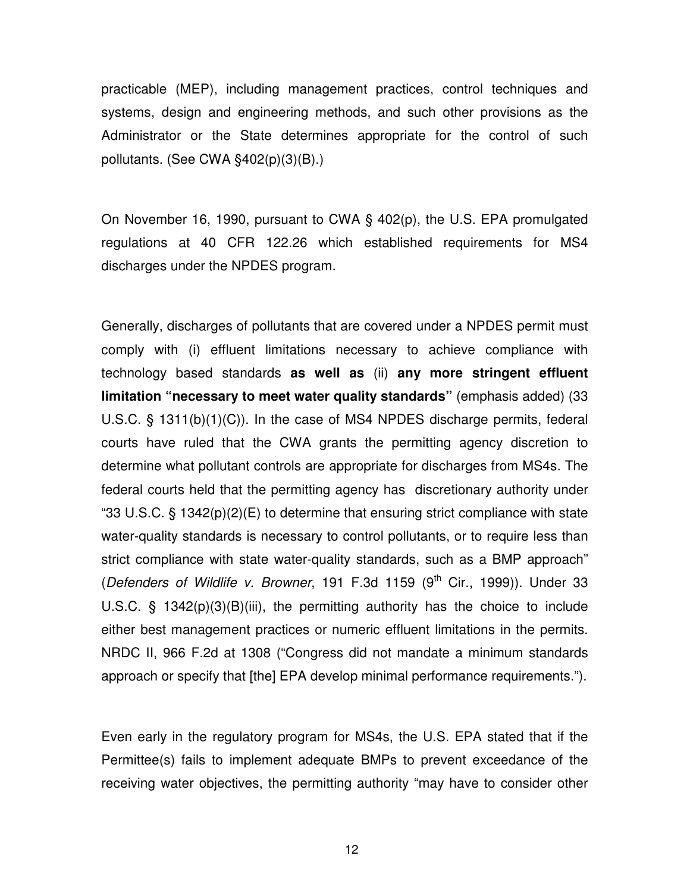practicable (MEP), including management practices, control techniques and systems, design and engineering methods, and such other provisions as the Administrator or the State determines appropriate for the control of such pollutants. (See CWA §402(p)(3)(B).)

On November 16, 1990, pursuant to CWA § 402(p), the U.S. EPA promulgated regulations at 40 CFR 122.26 which established requirements for MS4 discharges under the NPDES program.

Generally, discharges of pollutants that are covered under a NPDES permit must comply with (i) effluent limitations necessary to achieve compliance with technology based standards **as well as** (ii) **any more stringent effluent limitation "necessary to meet water quality standards"** (emphasis added) (33 U.S.C. § 1311(b)(1)(C)). In the case of MS4 NPDES discharge permits, federal courts have ruled that the CWA grants the permitting agency discretion to determine what pollutant controls are appropriate for discharges from MS4s. The federal courts held that the permitting agency has discretionary authority under "33 U.S.C. § 1342(p)(2)(E) to determine that ensuring strict compliance with state water-quality standards is necessary to control pollutants, or to require less than strict compliance with state water-quality standards, such as a BMP approach" (*Defenders of Wildlife v. Browner*, 191 F.3d 1159 (9th Cir., 1999)). Under 33 U.S.C. § 1342(p)(3)(B)(iii), the permitting authority has the choice to include either best management practices or numeric effluent limitations in the permits. NRDC II, 966 F.2d at 1308 ("Congress did not mandate a minimum standards approach or specify that [the] EPA develop minimal performance requirements.").

Even early in the regulatory program for MS4s, the U.S. EPA stated that if the Permittee(s) fails to implement adequate BMPs to prevent exceedance of the receiving water objectives, the permitting authority "may have to consider other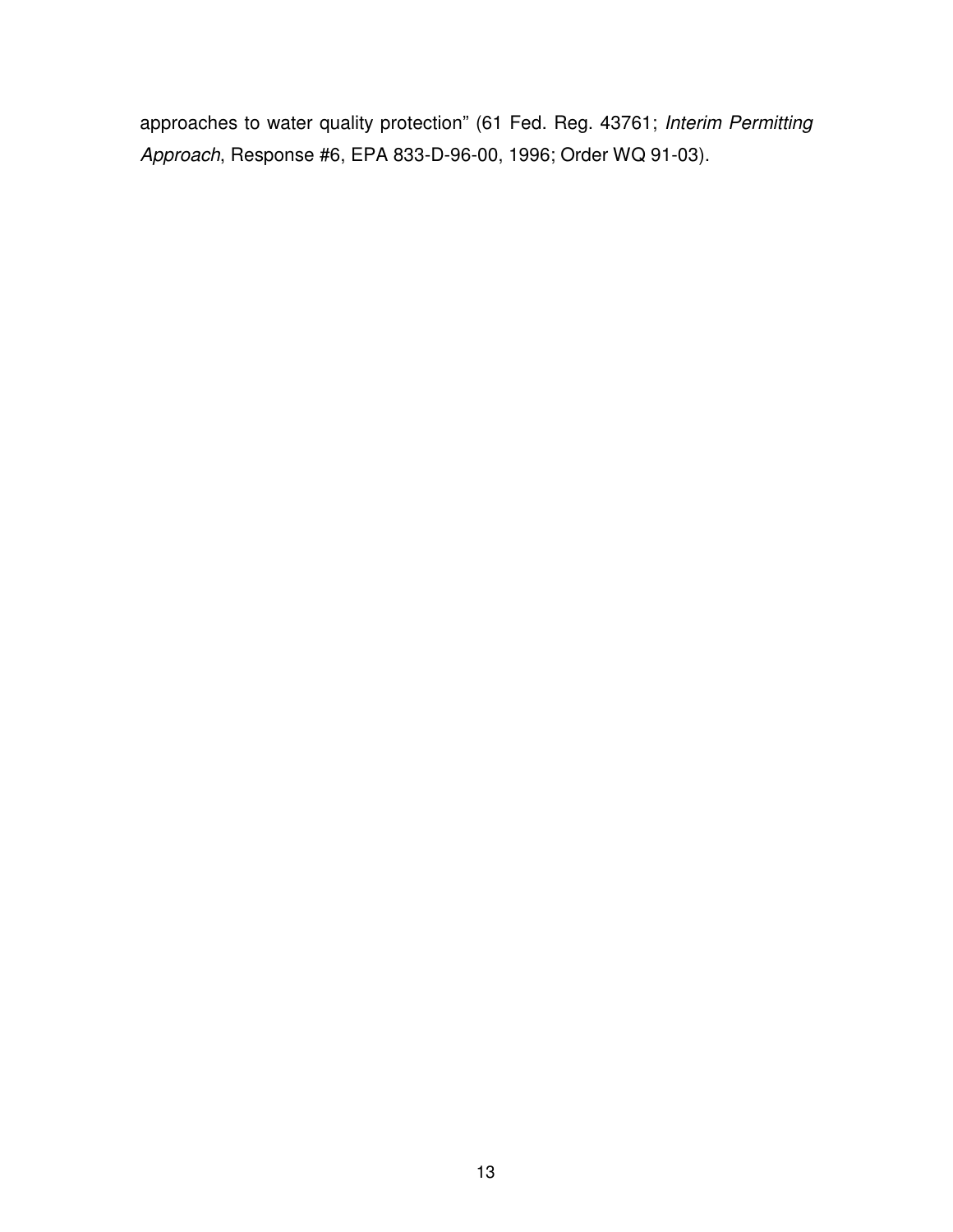approaches to water quality protection” (61 Fed. Reg. 43761; *Interim Permitting Approach*, Response #6, EPA 833-D-96-00, 1996; Order WQ 91-03).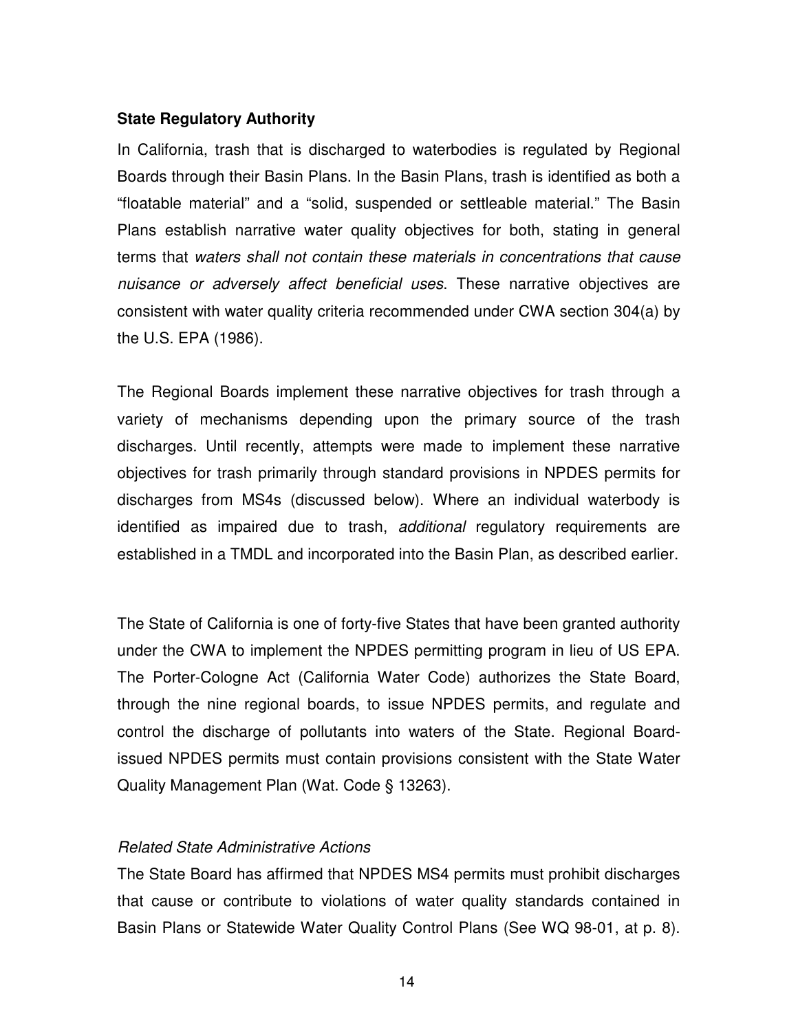### State Regulatory Authority

In California, trash that is discharged to waterbodies is regulated by Regional Boards through their Basin Plans. In the Basin Plans, trash is identified as both a "floatable material" and a "solid, suspended or settleable material." The Basin Plans establish narrative water quality objectives for both, stating in general terms that *waters shall not contain these materials in concentrations that cause nuisance or adversely affect beneficial uses*. These narrative objectives are consistent with water quality criteria recommended under CWA section 304(a) by the U.S. EPA (1986).

The Regional Boards implement these narrative objectives for trash through a variety of mechanisms depending upon the primary source of the trash discharges. Until recently, attempts were made to implement these narrative objectives for trash primarily through standard provisions in NPDES permits for discharges from MS4s (discussed below). Where an individual waterbody is identified as impaired due to trash, *additional* regulatory requirements are established in a TMDL and incorporated into the Basin Plan, as described earlier.

The State of California is one of forty-five States that have been granted authority under the CWA to implement the NPDES permitting program in lieu of US EPA. The Porter-Cologne Act (California Water Code) authorizes the State Board, through the nine regional boards, to issue NPDES permits, and regulate and control the discharge of pollutants into waters of the State. Regional Board-issued NPDES permits must contain provisions consistent with the State Water Quality Management Plan (Wat. Code § 13263).

*Related State Administrative Actions*

The State Board has affirmed that NPDES MS4 permits must prohibit discharges that cause or contribute to violations of water quality standards contained in Basin Plans or Statewide Water Quality Control Plans (See WQ 98-01, at p. 8).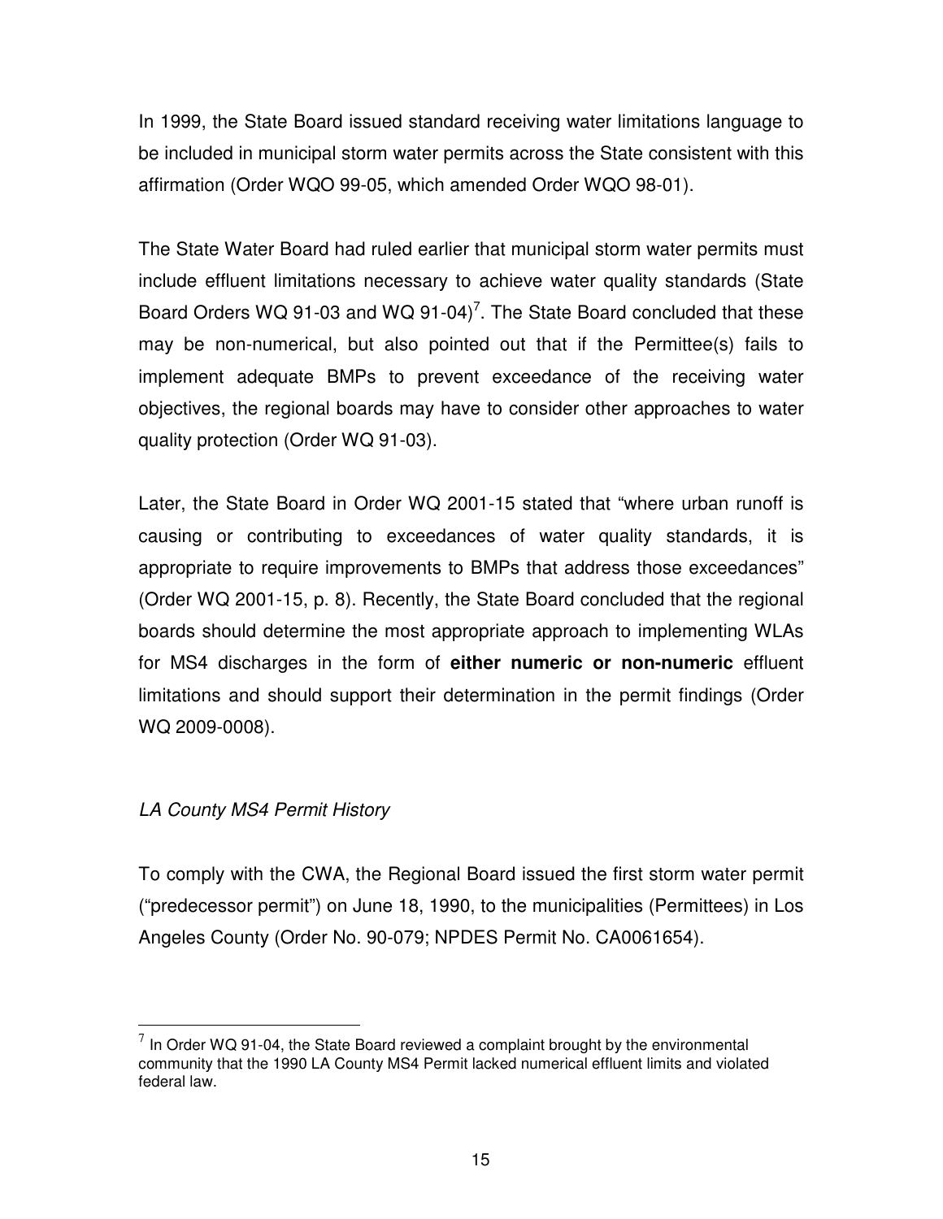In 1999, the State Board issued standard receiving water limitations language to be included in municipal storm water permits across the State consistent with this affirmation (Order WQO 99-05, which amended Order WQO 98-01).

The State Water Board had ruled earlier that municipal storm water permits must include effluent limitations necessary to achieve water quality standards (State Board Orders WQ 91-03 and WQ 91-04)[7]. The State Board concluded that these may be non-numerical, but also pointed out that if the Permittee(s) fails to implement adequate BMPs to prevent exceedance of the receiving water objectives, the regional boards may have to consider other approaches to water quality protection (Order WQ 91-03).

Later, the State Board in Order WQ 2001-15 stated that "where urban runoff is causing or contributing to exceedances of water quality standards, it is appropriate to require improvements to BMPs that address those exceedances" (Order WQ 2001-15, p. 8). Recently, the State Board concluded that the regional boards should determine the most appropriate approach to implementing WLAs for MS4 discharges in the form of **either numeric or non-numeric** effluent limitations and should support their determination in the permit findings (Order WQ 2009-0008).

*LA County MS4 Permit History*

To comply with the CWA, the Regional Board issued the first storm water permit ("predecessor permit") on June 18, 1990, to the municipalities (Permittees) in Los Angeles County (Order No. 90-079; NPDES Permit No. CA0061654).

[7] In Order WQ 91-04, the State Board reviewed a complaint brought by the environmental community that the 1990 LA County MS4 Permit lacked numerical effluent limits and violated federal law.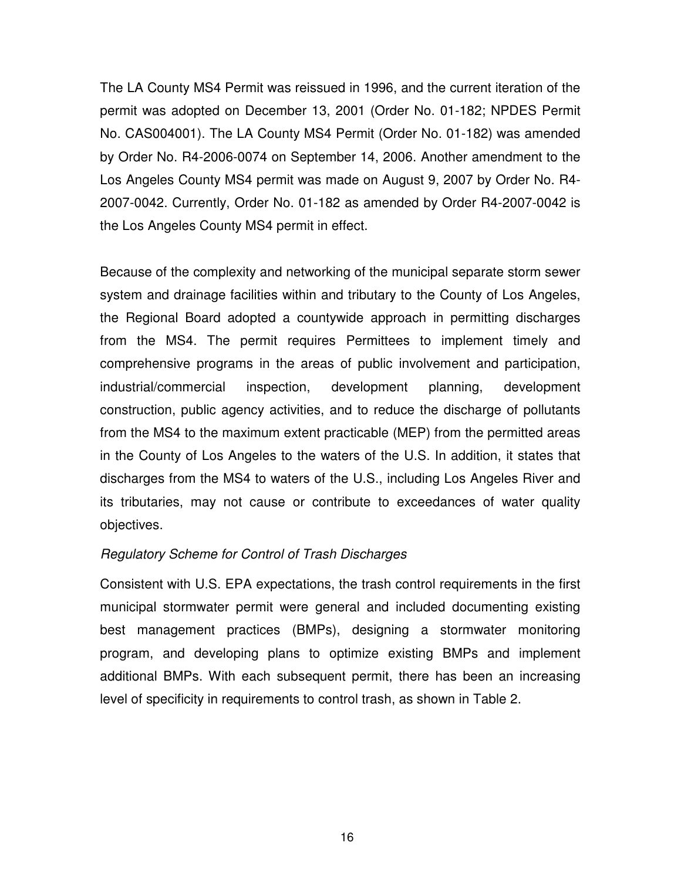The LA County MS4 Permit was reissued in 1996, and the current iteration of the permit was adopted on December 13, 2001 (Order No. 01-182; NPDES Permit No. CAS004001). The LA County MS4 Permit (Order No. 01-182) was amended by Order No. R4-2006-0074 on September 14, 2006. Another amendment to the Los Angeles County MS4 permit was made on August 9, 2007 by Order No. R4-2007-0042. Currently, Order No. 01-182 as amended by Order R4-2007-0042 is the Los Angeles County MS4 permit in effect.

Because of the complexity and networking of the municipal separate storm sewer system and drainage facilities within and tributary to the County of Los Angeles, the Regional Board adopted a countywide approach in permitting discharges from the MS4. The permit requires Permittees to implement timely and comprehensive programs in the areas of public involvement and participation, industrial/commercial inspection, development planning, development construction, public agency activities, and to reduce the discharge of pollutants from the MS4 to the maximum extent practicable (MEP) from the permitted areas in the County of Los Angeles to the waters of the U.S. In addition, it states that discharges from the MS4 to waters of the U.S., including Los Angeles River and its tributaries, may not cause or contribute to exceedances of water quality objectives.

*Regulatory Scheme for Control of Trash Discharges*

Consistent with U.S. EPA expectations, the trash control requirements in the first municipal stormwater permit were general and included documenting existing best management practices (BMPs), designing a stormwater monitoring program, and developing plans to optimize existing BMPs and implement additional BMPs. With each subsequent permit, there has been an increasing level of specificity in requirements to control trash, as shown in Table 2.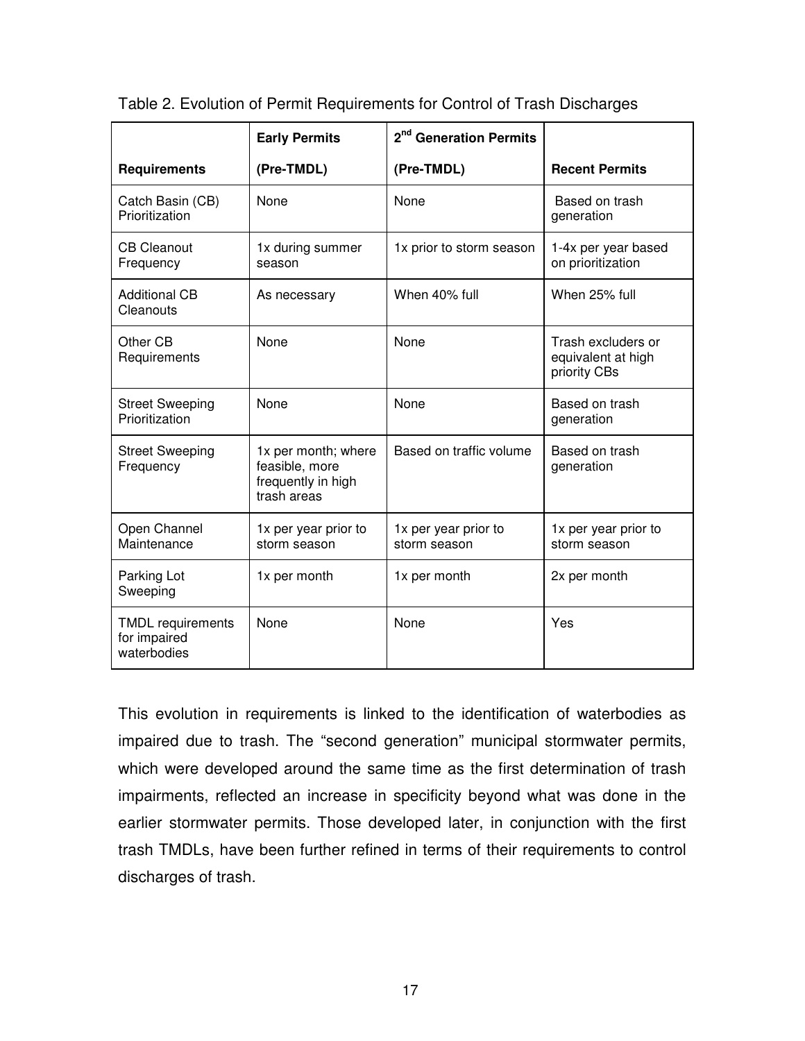Table 2. Evolution of Permit Requirements for Control of Trash Discharges

| Requirements | Early Permits (Pre-TMDL) | 2nd Generation Permits (Pre-TMDL) | Recent Permits |
|---|---|---|---|
| Catch Basin (CB) Prioritization | None | None | Based on trash generation |
| CB Cleanout Frequency | 1x during summer season | 1x prior to storm season | 1-4x per year based on prioritization |
| Additional CB Cleanouts | As necessary | When 40% full | When 25% full |
| Other CB Requirements | None | None | Trash excluders or equivalent at high priority CBs |
| Street Sweeping Prioritization | None | None | Based on trash generation |
| Street Sweeping Frequency | 1x per month; where feasible, more frequently in high trash areas | Based on traffic volume | Based on trash generation |
| Open Channel Maintenance | 1x per year prior to storm season | 1x per year prior to storm season | 1x per year prior to storm season |
| Parking Lot Sweeping | 1x per month | 1x per month | 2x per month |
| TMDL requirements for impaired waterbodies | None | None | Yes |

This evolution in requirements is linked to the identification of waterbodies as impaired due to trash. The "second generation" municipal stormwater permits, which were developed around the same time as the first determination of trash impairments, reflected an increase in specificity beyond what was done in the earlier stormwater permits. Those developed later, in conjunction with the first trash TMDLs, have been further refined in terms of their requirements to control discharges of trash.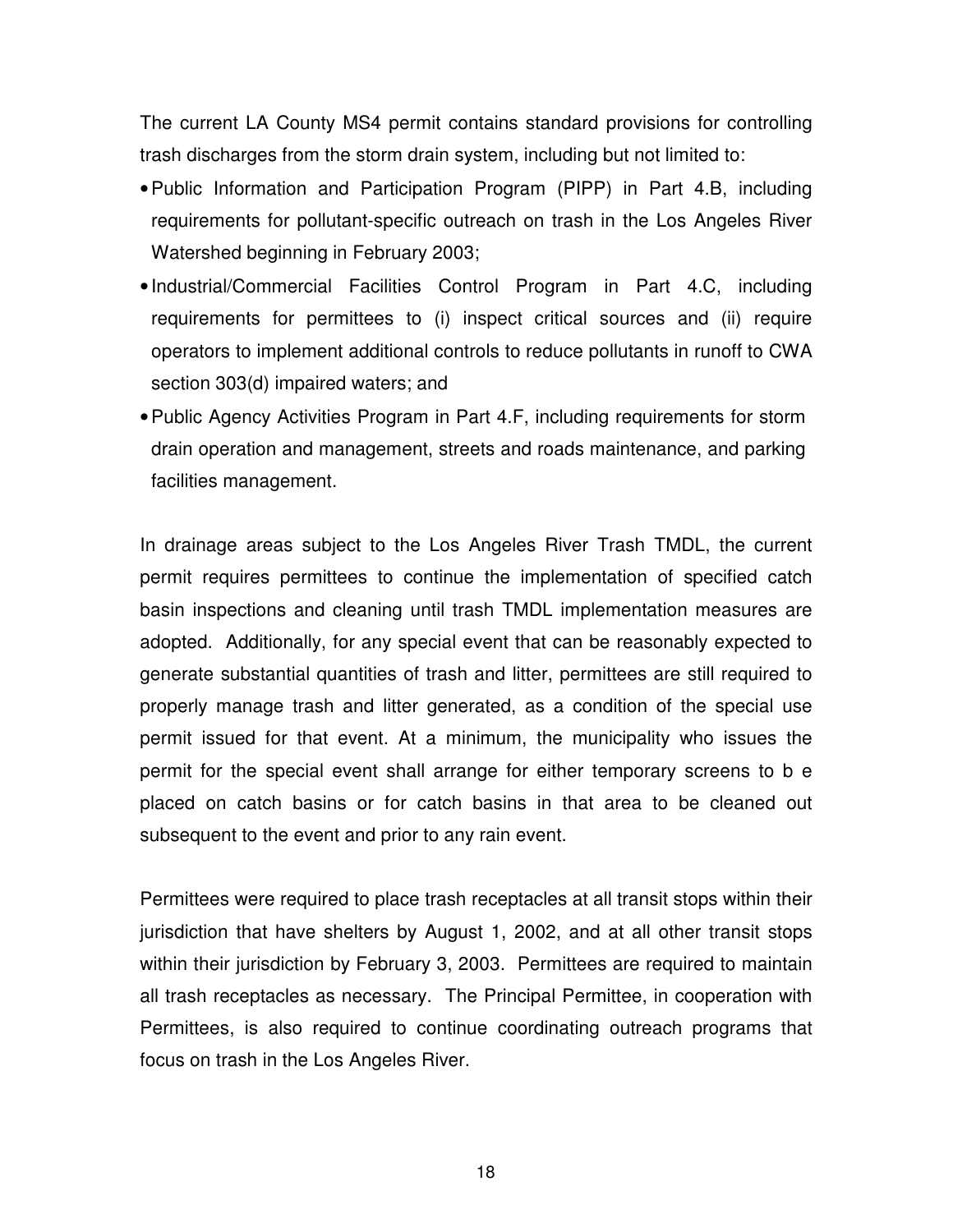The current LA County MS4 permit contains standard provisions for controlling trash discharges from the storm drain system, including but not limited to:

- Public Information and Participation Program (PIPP) in Part 4.B, including requirements for pollutant-specific outreach on trash in the Los Angeles River Watershed beginning in February 2003;
- Industrial/Commercial Facilities Control Program in Part 4.C, including requirements for permittees to (i) inspect critical sources and (ii) require operators to implement additional controls to reduce pollutants in runoff to CWA section 303(d) impaired waters; and
- Public Agency Activities Program in Part 4.F, including requirements for storm drain operation and management, streets and roads maintenance, and parking facilities management.

In drainage areas subject to the Los Angeles River Trash TMDL, the current permit requires permittees to continue the implementation of specified catch basin inspections and cleaning until trash TMDL implementation measures are adopted. Additionally, for any special event that can be reasonably expected to generate substantial quantities of trash and litter, permittees are still required to properly manage trash and litter generated, as a condition of the special use permit issued for that event. At a minimum, the municipality who issues the permit for the special event shall arrange for either temporary screens to b e placed on catch basins or for catch basins in that area to be cleaned out subsequent to the event and prior to any rain event.

Permittees were required to place trash receptacles at all transit stops within their jurisdiction that have shelters by August 1, 2002, and at all other transit stops within their jurisdiction by February 3, 2003. Permittees are required to maintain all trash receptacles as necessary. The Principal Permittee, in cooperation with Permittees, is also required to continue coordinating outreach programs that focus on trash in the Los Angeles River.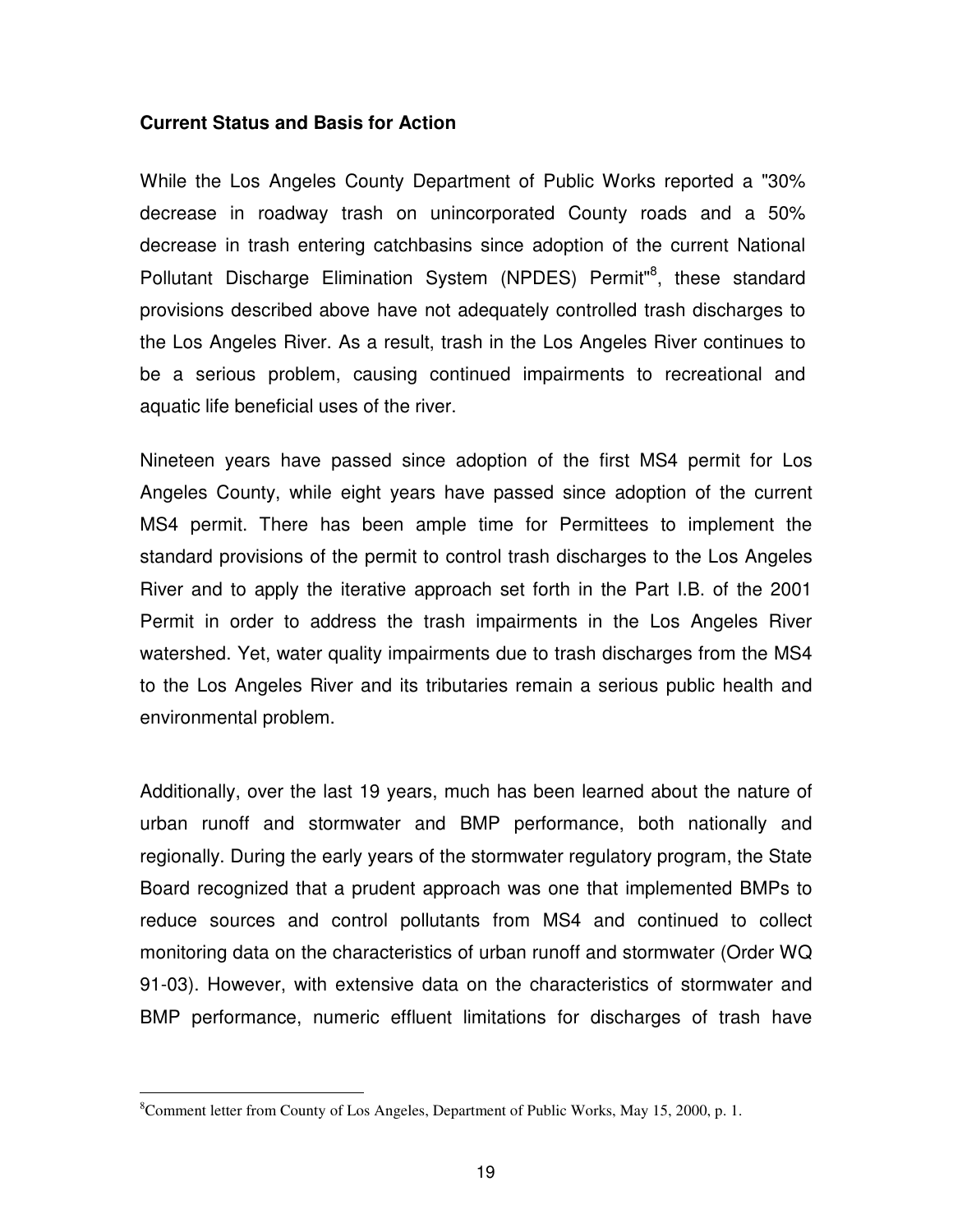**Current Status and Basis for Action**

While the Los Angeles County Department of Public Works reported a "30% decrease in roadway trash on unincorporated County roads and a 50% decrease in trash entering catchbasins since adoption of the current National Pollutant Discharge Elimination System (NPDES) Permit"[8], these standard provisions described above have not adequately controlled trash discharges to the Los Angeles River. As a result, trash in the Los Angeles River continues to be a serious problem, causing continued impairments to recreational and aquatic life beneficial uses of the river.

Nineteen years have passed since adoption of the first MS4 permit for Los Angeles County, while eight years have passed since adoption of the current MS4 permit. There has been ample time for Permittees to implement the standard provisions of the permit to control trash discharges to the Los Angeles River and to apply the iterative approach set forth in the Part I.B. of the 2001 Permit in order to address the trash impairments in the Los Angeles River watershed. Yet, water quality impairments due to trash discharges from the MS4 to the Los Angeles River and its tributaries remain a serious public health and environmental problem.

Additionally, over the last 19 years, much has been learned about the nature of urban runoff and stormwater and BMP performance, both nationally and regionally. During the early years of the stormwater regulatory program, the State Board recognized that a prudent approach was one that implemented BMPs to reduce sources and control pollutants from MS4 and continued to collect monitoring data on the characteristics of urban runoff and stormwater (Order WQ 91-03). However, with extensive data on the characteristics of stormwater and BMP performance, numeric effluent limitations for discharges of trash have

[8] Comment letter from County of Los Angeles, Department of Public Works, May 15, 2000, p. 1.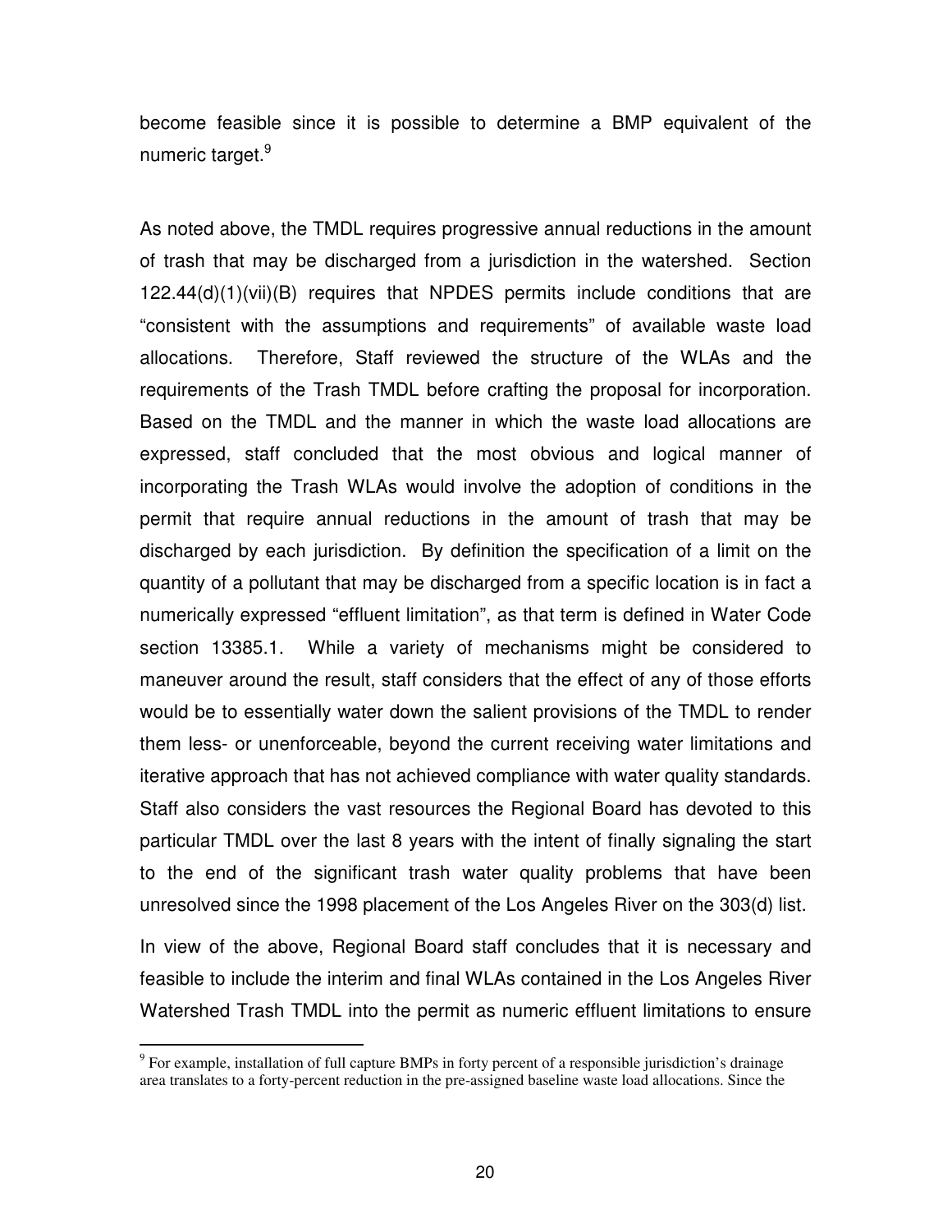become feasible since it is possible to determine a BMP equivalent of the numeric target.[9]

As noted above, the TMDL requires progressive annual reductions in the amount of trash that may be discharged from a jurisdiction in the watershed. Section 122.44(d)(1)(vii)(B) requires that NPDES permits include conditions that are "consistent with the assumptions and requirements" of available waste load allocations. Therefore, Staff reviewed the structure of the WLAs and the requirements of the Trash TMDL before crafting the proposal for incorporation. Based on the TMDL and the manner in which the waste load allocations are expressed, staff concluded that the most obvious and logical manner of incorporating the Trash WLAs would involve the adoption of conditions in the permit that require annual reductions in the amount of trash that may be discharged by each jurisdiction. By definition the specification of a limit on the quantity of a pollutant that may be discharged from a specific location is in fact a numerically expressed "effluent limitation", as that term is defined in Water Code section 13385.1. While a variety of mechanisms might be considered to maneuver around the result, staff considers that the effect of any of those efforts would be to essentially water down the salient provisions of the TMDL to render them less- or unenforceable, beyond the current receiving water limitations and iterative approach that has not achieved compliance with water quality standards. Staff also considers the vast resources the Regional Board has devoted to this particular TMDL over the last 8 years with the intent of finally signaling the start to the end of the significant trash water quality problems that have been unresolved since the 1998 placement of the Los Angeles River on the 303(d) list.

In view of the above, Regional Board staff concludes that it is necessary and feasible to include the interim and final WLAs contained in the Los Angeles River Watershed Trash TMDL into the permit as numeric effluent limitations to ensure

[9] For example, installation of full capture BMPs in forty percent of a responsible jurisdiction's drainage area translates to a forty-percent reduction in the pre-assigned baseline waste load allocations. Since the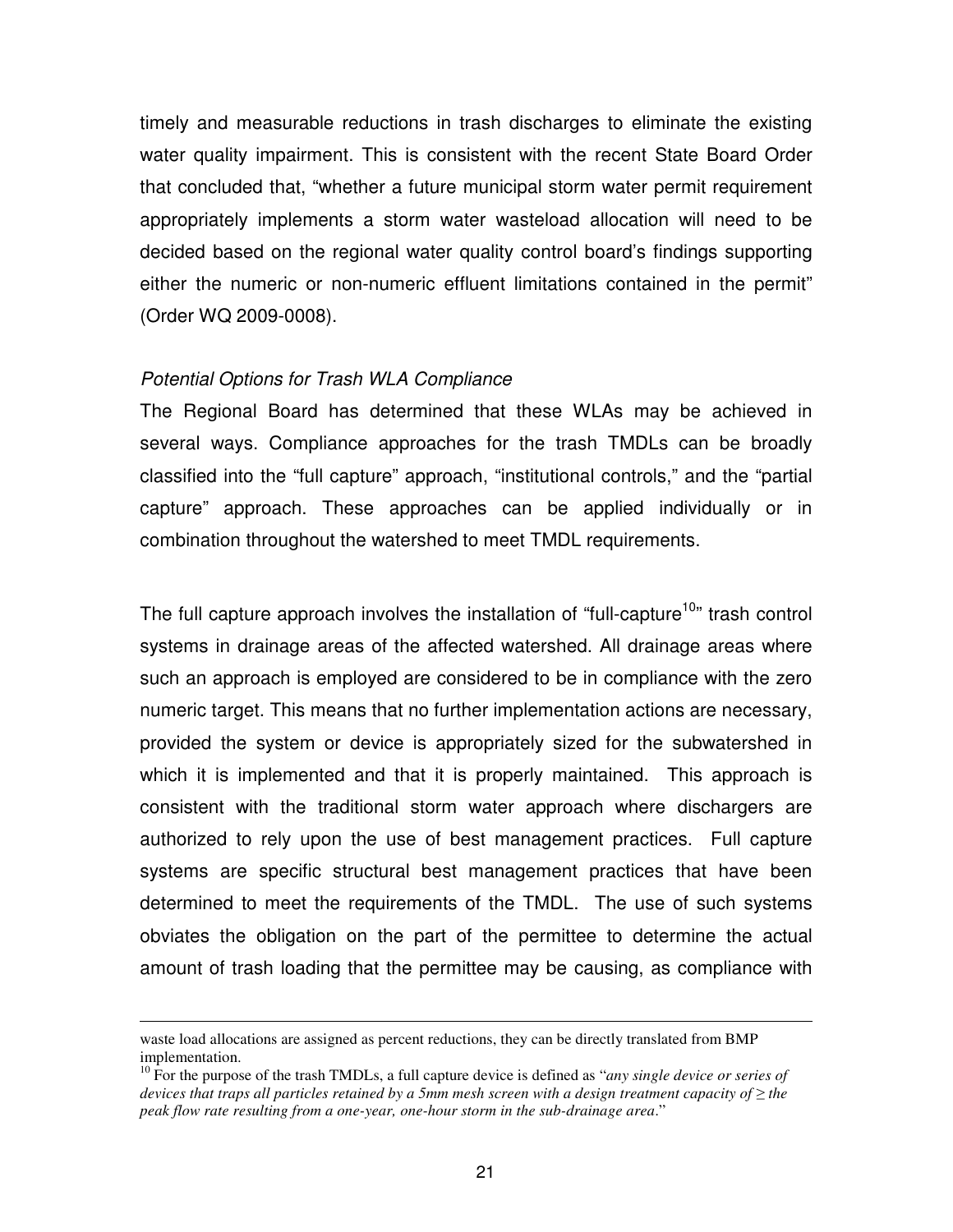timely and measurable reductions in trash discharges to eliminate the existing water quality impairment. This is consistent with the recent State Board Order that concluded that, "whether a future municipal storm water permit requirement appropriately implements a storm water wasteload allocation will need to be decided based on the regional water quality control board's findings supporting either the numeric or non-numeric effluent limitations contained in the permit" (Order WQ 2009-0008).

*Potential Options for Trash WLA Compliance*

The Regional Board has determined that these WLAs may be achieved in several ways. Compliance approaches for the trash TMDLs can be broadly classified into the "full capture" approach, "institutional controls," and the "partial capture" approach. These approaches can be applied individually or in combination throughout the watershed to meet TMDL requirements.

The full capture approach involves the installation of "full-capture[10]" trash control systems in drainage areas of the affected watershed. All drainage areas where such an approach is employed are considered to be in compliance with the zero numeric target. This means that no further implementation actions are necessary, provided the system or device is appropriately sized for the subwatershed in which it is implemented and that it is properly maintained. This approach is consistent with the traditional storm water approach where dischargers are authorized to rely upon the use of best management practices. Full capture systems are specific structural best management practices that have been determined to meet the requirements of the TMDL. The use of such systems obviates the obligation on the part of the permittee to determine the actual amount of trash loading that the permittee may be causing, as compliance with

---

waste load allocations are assigned as percent reductions, they can be directly translated from BMP implementation.

[10] For the purpose of the trash TMDLs, a full capture device is defined as "*any single device or series of devices that traps all particles retained by a 5mm mesh screen with a design treatment capacity of ≥ the peak flow rate resulting from a one-year, one-hour storm in the sub-drainage area*."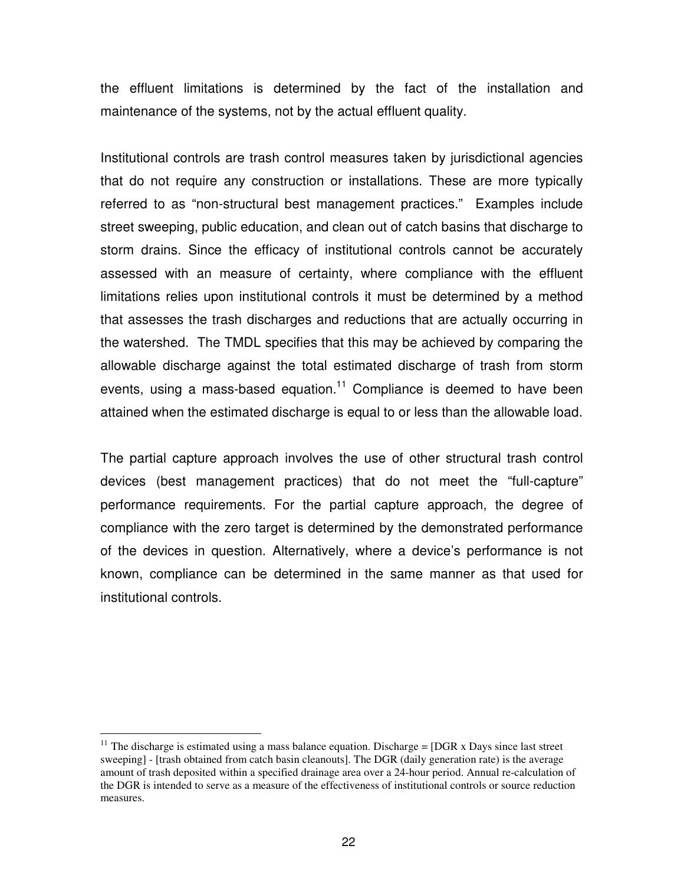the effluent limitations is determined by the fact of the installation and maintenance of the systems, not by the actual effluent quality.

Institutional controls are trash control measures taken by jurisdictional agencies that do not require any construction or installations. These are more typically referred to as "non-structural best management practices." Examples include street sweeping, public education, and clean out of catch basins that discharge to storm drains. Since the efficacy of institutional controls cannot be accurately assessed with an measure of certainty, where compliance with the effluent limitations relies upon institutional controls it must be determined by a method that assesses the trash discharges and reductions that are actually occurring in the watershed. The TMDL specifies that this may be achieved by comparing the allowable discharge against the total estimated discharge of trash from storm events, using a mass-based equation.[11] Compliance is deemed to have been attained when the estimated discharge is equal to or less than the allowable load.

The partial capture approach involves the use of other structural trash control devices (best management practices) that do not meet the "full-capture" performance requirements. For the partial capture approach, the degree of compliance with the zero target is determined by the demonstrated performance of the devices in question. Alternatively, where a device's performance is not known, compliance can be determined in the same manner as that used for institutional controls.

---

[11] The discharge is estimated using a mass balance equation. Discharge = [DGR x Days since last street sweeping] - [trash obtained from catch basin cleanouts]. The DGR (daily generation rate) is the average amount of trash deposited within a specified drainage area over a 24-hour period. Annual re-calculation of the DGR is intended to serve as a measure of the effectiveness of institutional controls or source reduction measures.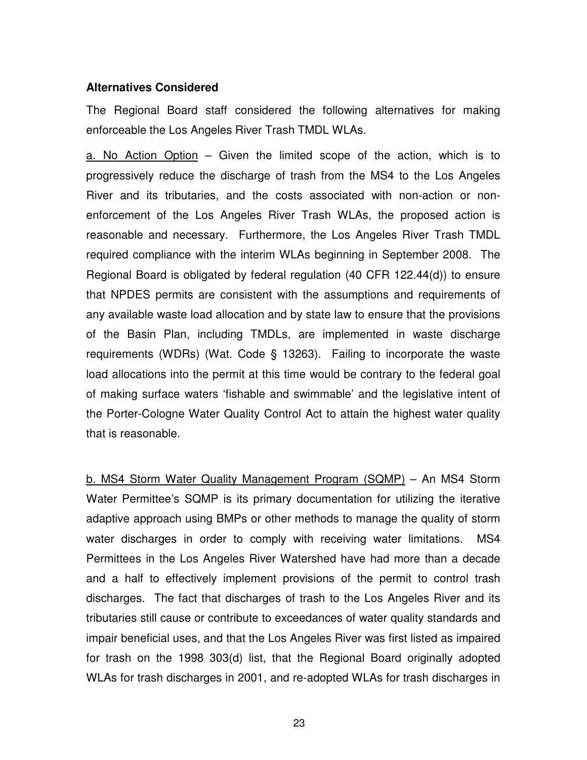**Alternatives Considered**

The Regional Board staff considered the following alternatives for making enforceable the Los Angeles River Trash TMDL WLAs.

<u>a. No Action Option</u> – Given the limited scope of the action, which is to progressively reduce the discharge of trash from the MS4 to the Los Angeles River and its tributaries, and the costs associated with non-action or non-enforcement of the Los Angeles River Trash WLAs, the proposed action is reasonable and necessary. Furthermore, the Los Angeles River Trash TMDL required compliance with the interim WLAs beginning in September 2008. The Regional Board is obligated by federal regulation (40 CFR 122.44(d)) to ensure that NPDES permits are consistent with the assumptions and requirements of any available waste load allocation and by state law to ensure that the provisions of the Basin Plan, including TMDLs, are implemented in waste discharge requirements (WDRs) (Wat. Code § 13263). Failing to incorporate the waste load allocations into the permit at this time would be contrary to the federal goal of making surface waters 'fishable and swimmable' and the legislative intent of the Porter-Cologne Water Quality Control Act to attain the highest water quality that is reasonable.

<u>b. MS4 Storm Water Quality Management Program (SQMP)</u> – An MS4 Storm Water Permittee's SQMP is its primary documentation for utilizing the iterative adaptive approach using BMPs or other methods to manage the quality of storm water discharges in order to comply with receiving water limitations. MS4 Permittees in the Los Angeles River Watershed have had more than a decade and a half to effectively implement provisions of the permit to control trash discharges. The fact that discharges of trash to the Los Angeles River and its tributaries still cause or contribute to exceedances of water quality standards and impair beneficial uses, and that the Los Angeles River was first listed as impaired for trash on the 1998 303(d) list, that the Regional Board originally adopted WLAs for trash discharges in 2001, and re-adopted WLAs for trash discharges in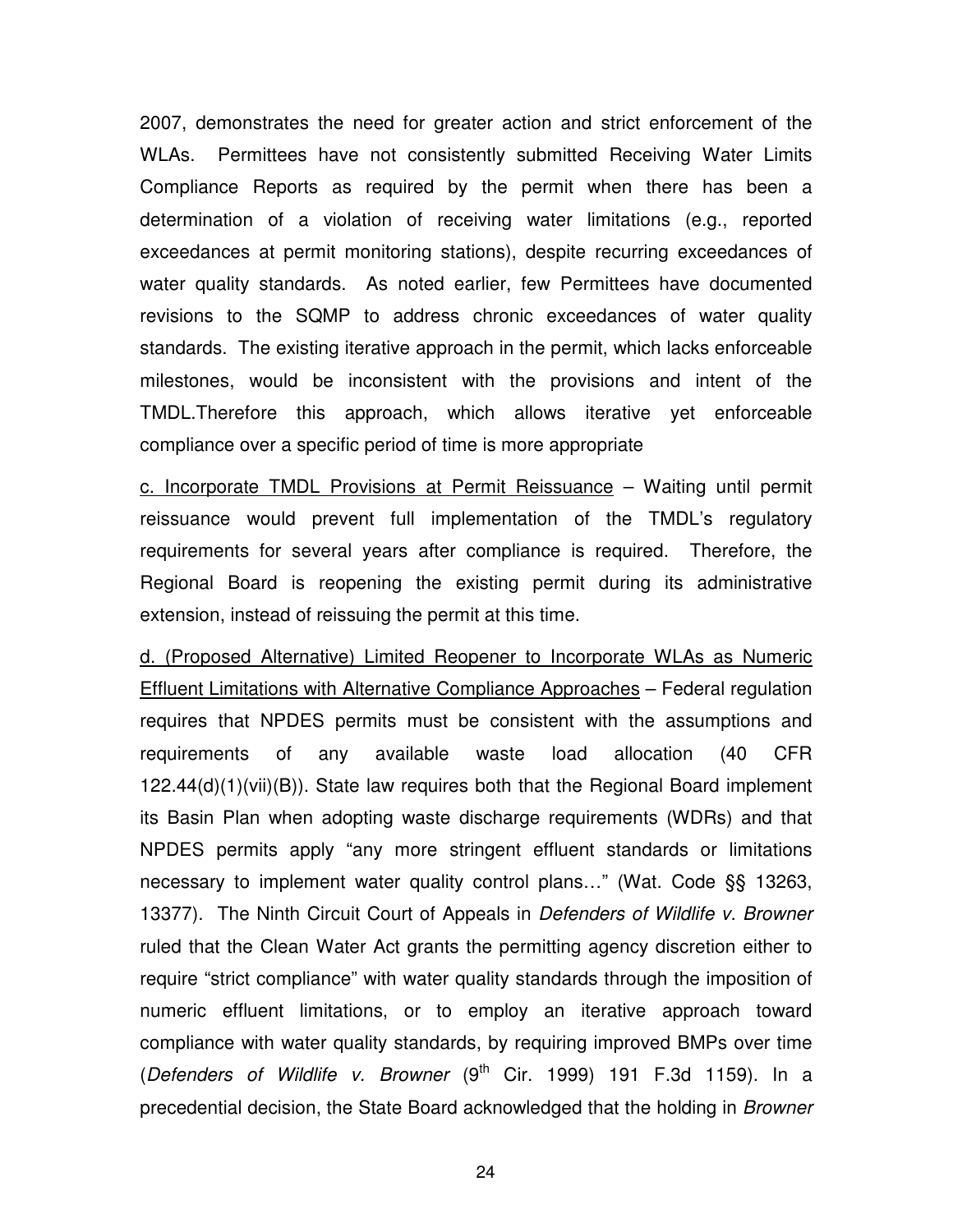2007, demonstrates the need for greater action and strict enforcement of the WLAs. Permittees have not consistently submitted Receiving Water Limits Compliance Reports as required by the permit when there has been a determination of a violation of receiving water limitations (e.g., reported exceedances at permit monitoring stations), despite recurring exceedances of water quality standards. As noted earlier, few Permittees have documented revisions to the SQMP to address chronic exceedances of water quality standards. The existing iterative approach in the permit, which lacks enforceable milestones, would be inconsistent with the provisions and intent of the TMDL.Therefore this approach, which allows iterative yet enforceable compliance over a specific period of time is more appropriate

<u>c. Incorporate TMDL Provisions at Permit Reissuance</u> – Waiting until permit reissuance would prevent full implementation of the TMDL's regulatory requirements for several years after compliance is required. Therefore, the Regional Board is reopening the existing permit during its administrative extension, instead of reissuing the permit at this time.

<u>d. (Proposed Alternative) Limited Reopener to Incorporate WLAs as Numeric Effluent Limitations with Alternative Compliance Approaches</u> – Federal regulation requires that NPDES permits must be consistent with the assumptions and requirements of any available waste load allocation (40 CFR 122.44(d)(1)(vii)(B)). State law requires both that the Regional Board implement its Basin Plan when adopting waste discharge requirements (WDRs) and that NPDES permits apply "any more stringent effluent standards or limitations necessary to implement water quality control plans…" (Wat. Code §§ 13263, 13377). The Ninth Circuit Court of Appeals in *Defenders of Wildlife v. Browner* ruled that the Clean Water Act grants the permitting agency discretion either to require "strict compliance" with water quality standards through the imposition of numeric effluent limitations, or to employ an iterative approach toward compliance with water quality standards, by requiring improved BMPs over time (*Defenders of Wildlife v. Browner* (9th Cir. 1999) 191 F.3d 1159). In a precedential decision, the State Board acknowledged that the holding in *Browner*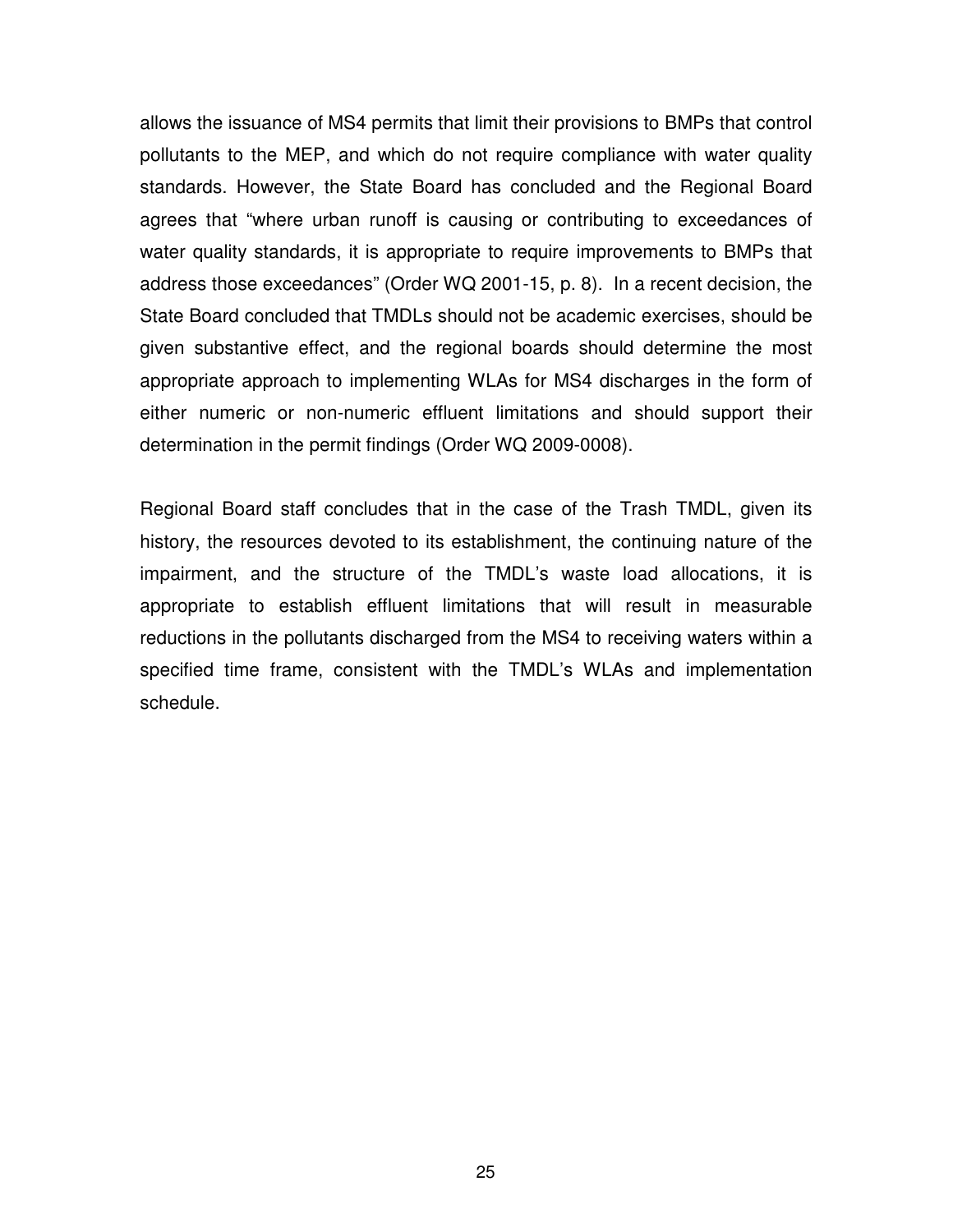allows the issuance of MS4 permits that limit their provisions to BMPs that control pollutants to the MEP, and which do not require compliance with water quality standards. However, the State Board has concluded and the Regional Board agrees that "where urban runoff is causing or contributing to exceedances of water quality standards, it is appropriate to require improvements to BMPs that address those exceedances" (Order WQ 2001-15, p. 8). In a recent decision, the State Board concluded that TMDLs should not be academic exercises, should be given substantive effect, and the regional boards should determine the most appropriate approach to implementing WLAs for MS4 discharges in the form of either numeric or non-numeric effluent limitations and should support their determination in the permit findings (Order WQ 2009-0008).

Regional Board staff concludes that in the case of the Trash TMDL, given its history, the resources devoted to its establishment, the continuing nature of the impairment, and the structure of the TMDL's waste load allocations, it is appropriate to establish effluent limitations that will result in measurable reductions in the pollutants discharged from the MS4 to receiving waters within a specified time frame, consistent with the TMDL's WLAs and implementation schedule.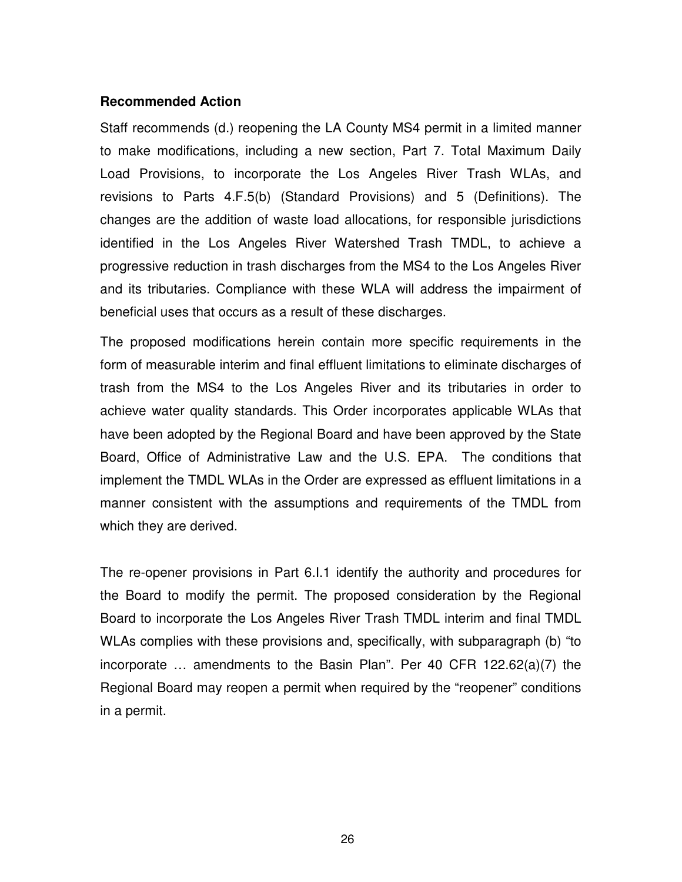**Recommended Action**

Staff recommends (d.) reopening the LA County MS4 permit in a limited manner to make modifications, including a new section, Part 7. Total Maximum Daily Load Provisions, to incorporate the Los Angeles River Trash WLAs, and revisions to Parts 4.F.5(b) (Standard Provisions) and 5 (Definitions). The changes are the addition of waste load allocations, for responsible jurisdictions identified in the Los Angeles River Watershed Trash TMDL, to achieve a progressive reduction in trash discharges from the MS4 to the Los Angeles River and its tributaries. Compliance with these WLA will address the impairment of beneficial uses that occurs as a result of these discharges.

The proposed modifications herein contain more specific requirements in the form of measurable interim and final effluent limitations to eliminate discharges of trash from the MS4 to the Los Angeles River and its tributaries in order to achieve water quality standards. This Order incorporates applicable WLAs that have been adopted by the Regional Board and have been approved by the State Board, Office of Administrative Law and the U.S. EPA. The conditions that implement the TMDL WLAs in the Order are expressed as effluent limitations in a manner consistent with the assumptions and requirements of the TMDL from which they are derived.

The re-opener provisions in Part 6.I.1 identify the authority and procedures for the Board to modify the permit. The proposed consideration by the Regional Board to incorporate the Los Angeles River Trash TMDL interim and final TMDL WLAs complies with these provisions and, specifically, with subparagraph (b) "to incorporate … amendments to the Basin Plan". Per 40 CFR 122.62(a)(7) the Regional Board may reopen a permit when required by the "reopener" conditions in a permit.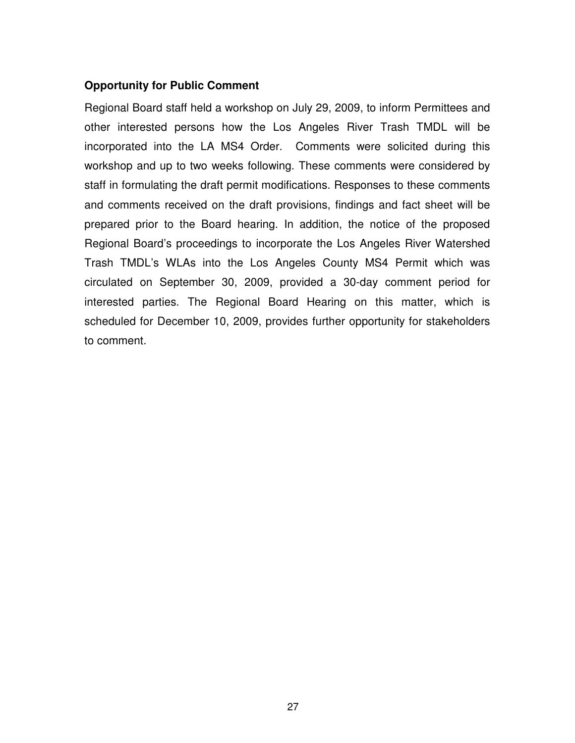### Opportunity for Public Comment

Regional Board staff held a workshop on July 29, 2009, to inform Permittees and other interested persons how the Los Angeles River Trash TMDL will be incorporated into the LA MS4 Order. Comments were solicited during this workshop and up to two weeks following. These comments were considered by staff in formulating the draft permit modifications. Responses to these comments and comments received on the draft provisions, findings and fact sheet will be prepared prior to the Board hearing. In addition, the notice of the proposed Regional Board's proceedings to incorporate the Los Angeles River Watershed Trash TMDL's WLAs into the Los Angeles County MS4 Permit which was circulated on September 30, 2009, provided a 30-day comment period for interested parties. The Regional Board Hearing on this matter, which is scheduled for December 10, 2009, provides further opportunity for stakeholders to comment.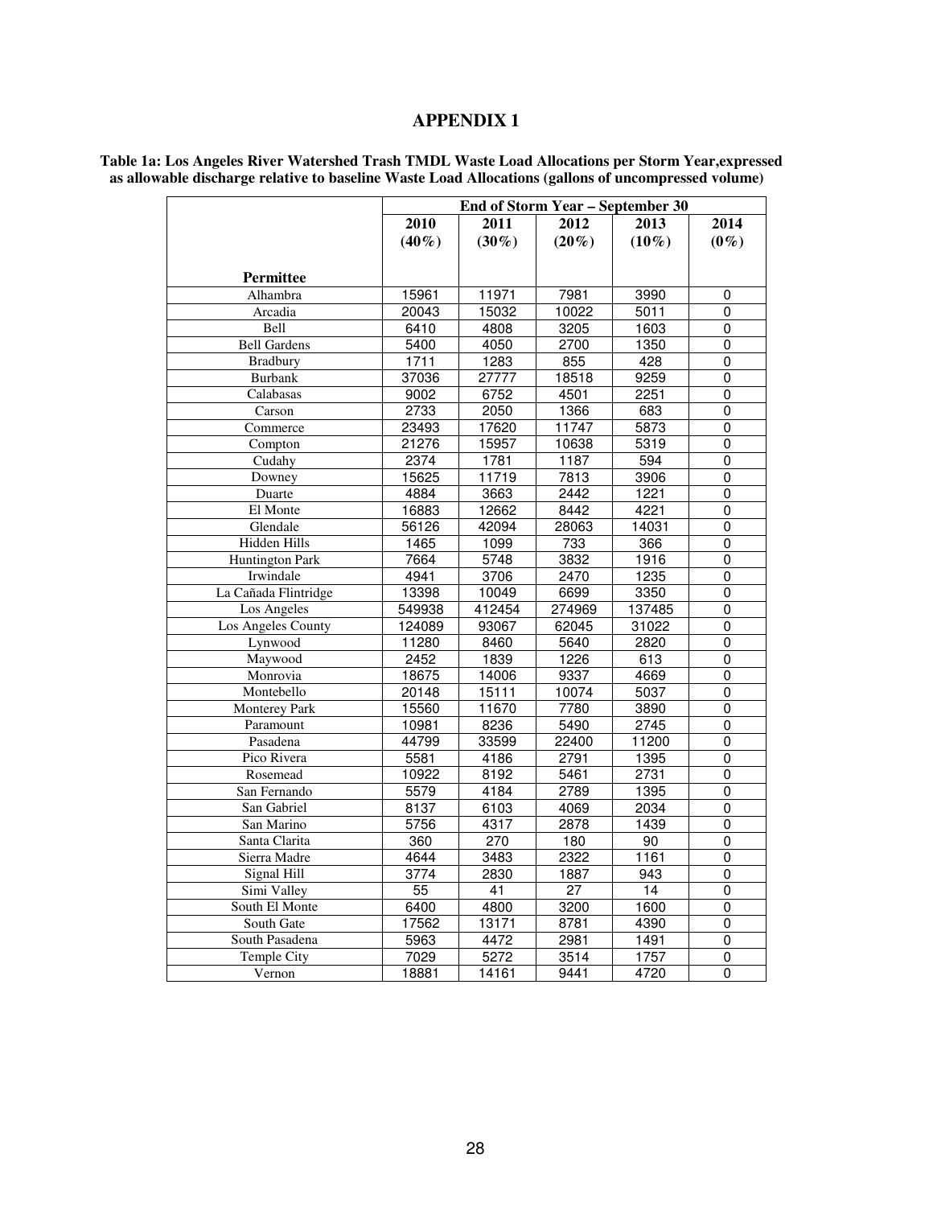# APPENDIX 1

**Table 1a: Los Angeles River Watershed Trash TMDL Waste Load Allocations per Storm Year, expressed as allowable discharge relative to baseline Waste Load Allocations (gallons of uncompressed volume)**

| | End of Storm Year – September 30 | | | | |
|---|---|---|---|---|---|
| | 2010 (40%) | 2011 (30%) | 2012 (20%) | 2013 (10%) | 2014 (0%) |
| **Permittee** | | | | | |
| Alhambra | 15961 | 11971 | 7981 | 3990 | 0 |
| Arcadia | 20043 | 15032 | 10022 | 5011 | 0 |
| Bell | 6410 | 4808 | 3205 | 1603 | 0 |
| Bell Gardens | 5400 | 4050 | 2700 | 1350 | 0 |
| Bradbury | 1711 | 1283 | 855 | 428 | 0 |
| Burbank | 37036 | 27777 | 18518 | 9259 | 0 |
| Calabasas | 9002 | 6752 | 4501 | 2251 | 0 |
| Carson | 2733 | 2050 | 1366 | 683 | 0 |
| Commerce | 23493 | 17620 | 11747 | 5873 | 0 |
| Compton | 21276 | 15957 | 10638 | 5319 | 0 |
| Cudahy | 2374 | 1781 | 1187 | 594 | 0 |
| Downey | 15625 | 11719 | 7813 | 3906 | 0 |
| Duarte | 4884 | 3663 | 2442 | 1221 | 0 |
| El Monte | 16883 | 12662 | 8442 | 4221 | 0 |
| Glendale | 56126 | 42094 | 28063 | 14031 | 0 |
| Hidden Hills | 1465 | 1099 | 733 | 366 | 0 |
| Huntington Park | 7664 | 5748 | 3832 | 1916 | 0 |
| Irwindale | 4941 | 3706 | 2470 | 1235 | 0 |
| La Cañada Flintridge | 13398 | 10049 | 6699 | 3350 | 0 |
| Los Angeles | 549938 | 412454 | 274969 | 137485 | 0 |
| Los Angeles County | 124089 | 93067 | 62045 | 31022 | 0 |
| Lynwood | 11280 | 8460 | 5640 | 2820 | 0 |
| Maywood | 2452 | 1839 | 1226 | 613 | 0 |
| Monrovia | 18675 | 14006 | 9337 | 4669 | 0 |
| Montebello | 20148 | 15111 | 10074 | 5037 | 0 |
| Monterey Park | 15560 | 11670 | 7780 | 3890 | 0 |
| Paramount | 10981 | 8236 | 5490 | 2745 | 0 |
| Pasadena | 44799 | 33599 | 22400 | 11200 | 0 |
| Pico Rivera | 5581 | 4186 | 2791 | 1395 | 0 |
| Rosemead | 10922 | 8192 | 5461 | 2731 | 0 |
| San Fernando | 5579 | 4184 | 2789 | 1395 | 0 |
| San Gabriel | 8137 | 6103 | 4069 | 2034 | 0 |
| San Marino | 5756 | 4317 | 2878 | 1439 | 0 |
| Santa Clarita | 360 | 270 | 180 | 90 | 0 |
| Sierra Madre | 4644 | 3483 | 2322 | 1161 | 0 |
| Signal Hill | 3774 | 2830 | 1887 | 943 | 0 |
| Simi Valley | 55 | 41 | 27 | 14 | 0 |
| South El Monte | 6400 | 4800 | 3200 | 1600 | 0 |
| South Gate | 17562 | 13171 | 8781 | 4390 | 0 |
| South Pasadena | 5963 | 4472 | 2981 | 1491 | 0 |
| Temple City | 7029 | 5272 | 3514 | 1757 | 0 |
| Vernon | 18881 | 14161 | 9441 | 4720 | 0 |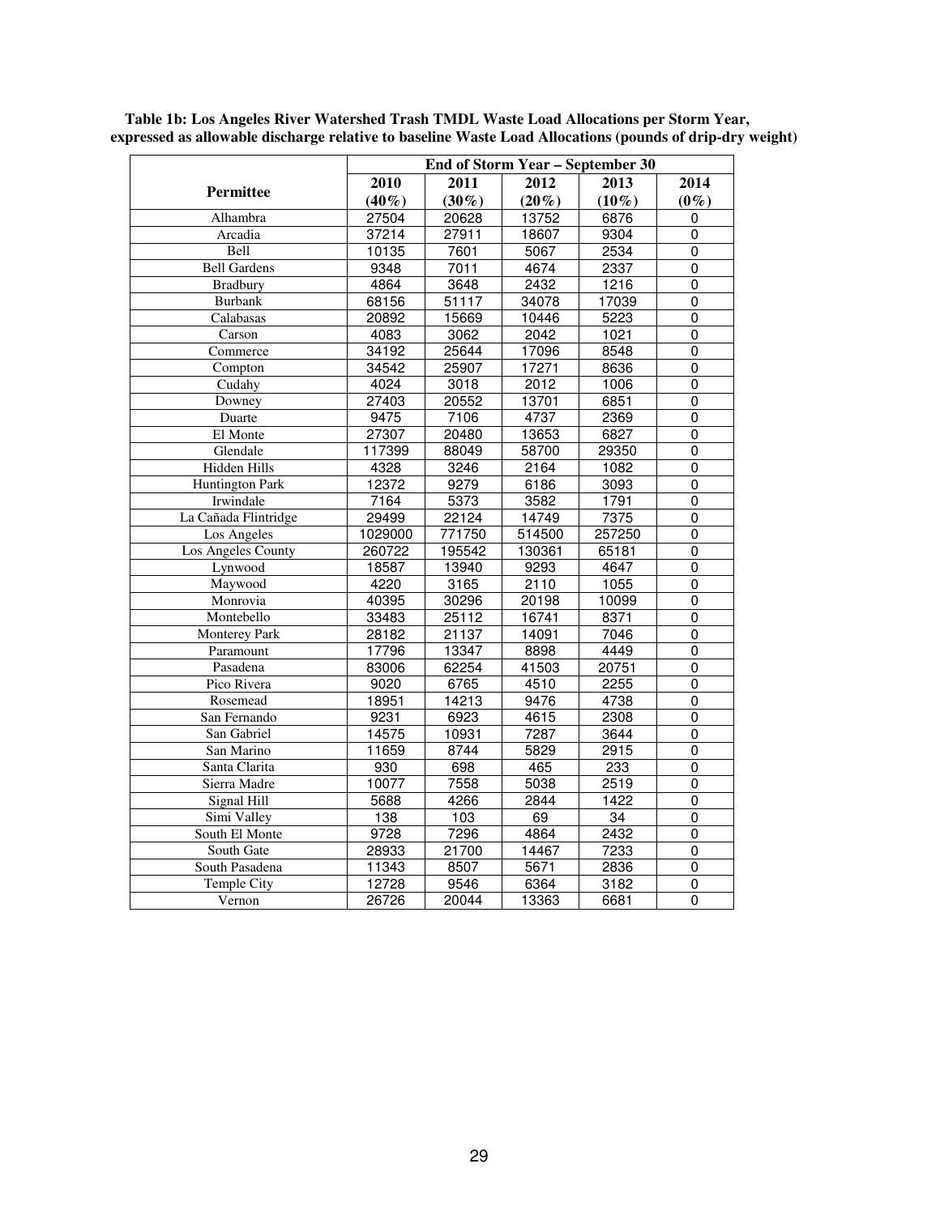**Table 1b: Los Angeles River Watershed Trash TMDL Waste Load Allocations per Storm Year, expressed as allowable discharge relative to baseline Waste Load Allocations (pounds of drip-dry weight)**

| Permittee | End of Storm Year – September 30 | | | | |
|---|---|---|---|---|---|
| | 2010 (40%) | 2011 (30%) | 2012 (20%) | 2013 (10%) | 2014 (0%) |
| Alhambra | 27504 | 20628 | 13752 | 6876 | 0 |
| Arcadia | 37214 | 27911 | 18607 | 9304 | 0 |
| Bell | 10135 | 7601 | 5067 | 2534 | 0 |
| Bell Gardens | 9348 | 7011 | 4674 | 2337 | 0 |
| Bradbury | 4864 | 3648 | 2432 | 1216 | 0 |
| Burbank | 68156 | 51117 | 34078 | 17039 | 0 |
| Calabasas | 20892 | 15669 | 10446 | 5223 | 0 |
| Carson | 4083 | 3062 | 2042 | 1021 | 0 |
| Commerce | 34192 | 25644 | 17096 | 8548 | 0 |
| Compton | 34542 | 25907 | 17271 | 8636 | 0 |
| Cudahy | 4024 | 3018 | 2012 | 1006 | 0 |
| Downey | 27403 | 20552 | 13701 | 6851 | 0 |
| Duarte | 9475 | 7106 | 4737 | 2369 | 0 |
| El Monte | 27307 | 20480 | 13653 | 6827 | 0 |
| Glendale | 117399 | 88049 | 58700 | 29350 | 0 |
| Hidden Hills | 4328 | 3246 | 2164 | 1082 | 0 |
| Huntington Park | 12372 | 9279 | 6186 | 3093 | 0 |
| Irwindale | 7164 | 5373 | 3582 | 1791 | 0 |
| La Cañada Flintridge | 29499 | 22124 | 14749 | 7375 | 0 |
| Los Angeles | 1029000 | 771750 | 514500 | 257250 | 0 |
| Los Angeles County | 260722 | 195542 | 130361 | 65181 | 0 |
| Lynwood | 18587 | 13940 | 9293 | 4647 | 0 |
| Maywood | 4220 | 3165 | 2110 | 1055 | 0 |
| Monrovia | 40395 | 30296 | 20198 | 10099 | 0 |
| Montebello | 33483 | 25112 | 16741 | 8371 | 0 |
| Monterey Park | 28182 | 21137 | 14091 | 7046 | 0 |
| Paramount | 17796 | 13347 | 8898 | 4449 | 0 |
| Pasadena | 83006 | 62254 | 41503 | 20751 | 0 |
| Pico Rivera | 9020 | 6765 | 4510 | 2255 | 0 |
| Rosemead | 18951 | 14213 | 9476 | 4738 | 0 |
| San Fernando | 9231 | 6923 | 4615 | 2308 | 0 |
| San Gabriel | 14575 | 10931 | 7287 | 3644 | 0 |
| San Marino | 11659 | 8744 | 5829 | 2915 | 0 |
| Santa Clarita | 930 | 698 | 465 | 233 | 0 |
| Sierra Madre | 10077 | 7558 | 5038 | 2519 | 0 |
| Signal Hill | 5688 | 4266 | 2844 | 1422 | 0 |
| Simi Valley | 138 | 103 | 69 | 34 | 0 |
| South El Monte | 9728 | 7296 | 4864 | 2432 | 0 |
| South Gate | 28933 | 21700 | 14467 | 7233 | 0 |
| South Pasadena | 11343 | 8507 | 5671 | 2836 | 0 |
| Temple City | 12728 | 9546 | 6364 | 3182 | 0 |
| Vernon | 26726 | 20044 | 13363 | 6681 | 0 |